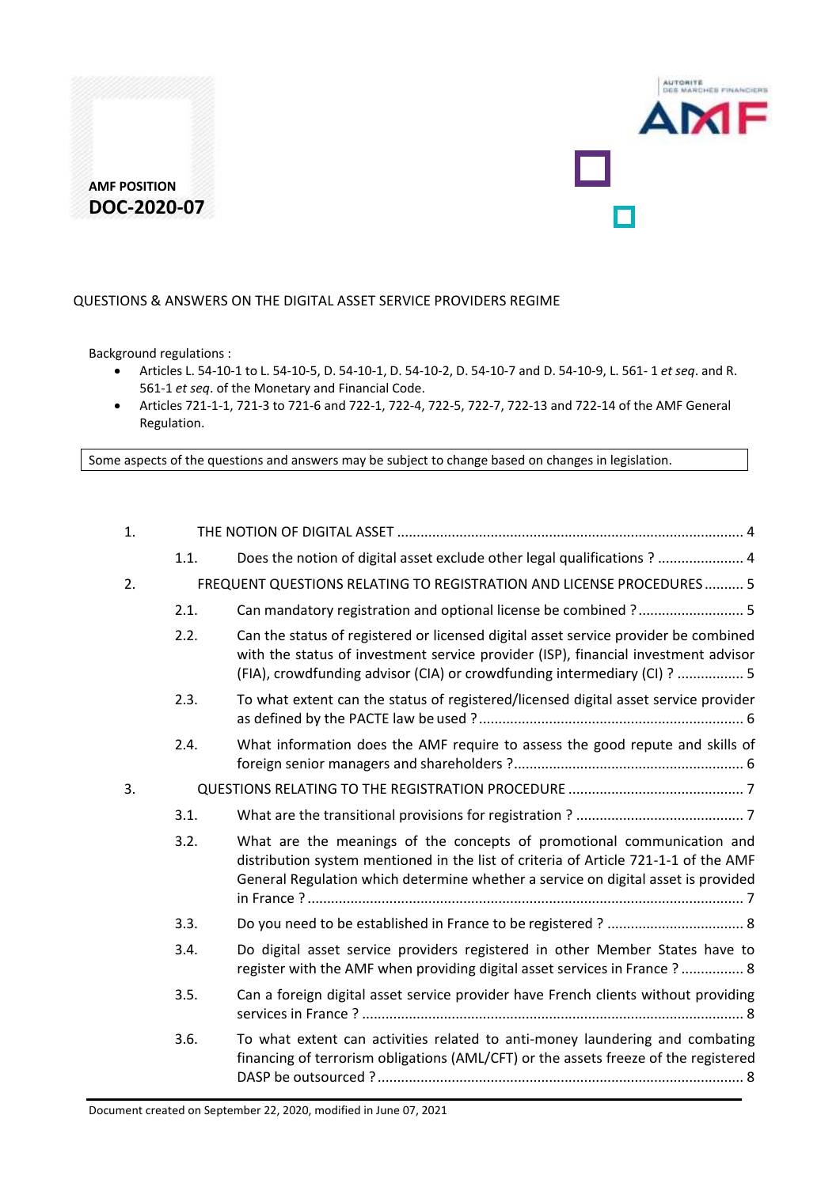**AMF POSITION**
**DOC-2020-07**

QUESTIONS & ANSWERS ON THE DIGITAL ASSET SERVICE PROVIDERS REGIME

Background regulations :

- Articles L. 54-10-1 to L. 54-10-5, D. 54-10-1, D. 54-10-2, D. 54-10-7 and D. 54-10-9, L. 561- 1 *et seq*. and R. 561-1 *et seq*. of the Monetary and Financial Code.
- Articles 721-1-1, 721-3 to 721-6 and 722-1, 722-4, 722-5, 722-7, 722-13 and 722-14 of the AMF General Regulation.

Some aspects of the questions and answers may be subject to change based on changes in legislation.

1. THE NOTION OF DIGITAL ASSET ..... 4
   - 1.1. Does the notion of digital asset exclude other legal qualifications ? ..... 4
2. FREQUENT QUESTIONS RELATING TO REGISTRATION AND LICENSE PROCEDURES ..... 5
   - 2.1. Can mandatory registration and optional license be combined ? ..... 5
   - 2.2. Can the status of registered or licensed digital asset service provider be combined with the status of investment service provider (ISP), financial investment advisor (FIA), crowdfunding advisor (CIA) or crowdfunding intermediary (CI) ? ..... 5
   - 2.3. To what extent can the status of registered/licensed digital asset service provider as defined by the PACTE law be used ? ..... 6
   - 2.4. What information does the AMF require to assess the good repute and skills of foreign senior managers and shareholders ? ..... 6
3. QUESTIONS RELATING TO THE REGISTRATION PROCEDURE ..... 7
   - 3.1. What are the transitional provisions for registration ? ..... 7
   - 3.2. What are the meanings of the concepts of promotional communication and distribution system mentioned in the list of criteria of Article 721-1-1 of the AMF General Regulation which determine whether a service on digital asset is provided in France ? ..... 7
   - 3.3. Do you need to be established in France to be registered ? ..... 8
   - 3.4. Do digital asset service providers registered in other Member States have to register with the AMF when providing digital asset services in France ? ..... 8
   - 3.5. Can a foreign digital asset service provider have French clients without providing services in France ? ..... 8
   - 3.6. To what extent can activities related to anti-money laundering and combating financing of terrorism obligations (AML/CFT) or the assets freeze of the registered DASP be outsourced ? ..... 8

Document created on September 22, 2020, modified in June 07, 2021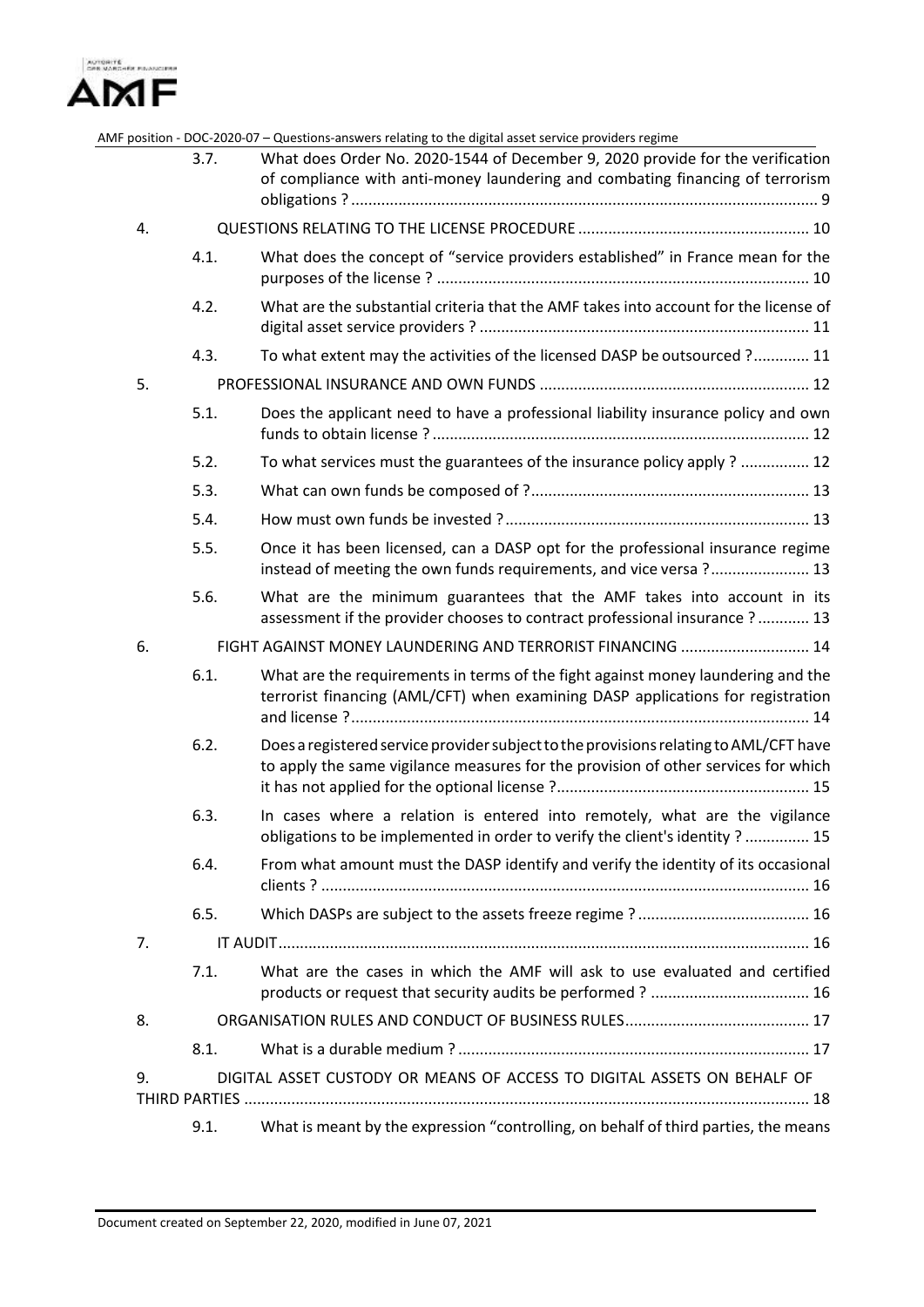3.7. What does Order No. 2020-1544 of December 9, 2020 provide for the verification of compliance with anti-money laundering and combating financing of terrorism obligations ? ..... 9

4. QUESTIONS RELATING TO THE LICENSE PROCEDURE ..... 10

4.1. What does the concept of "service providers established" in France mean for the purposes of the license ? ..... 10

4.2. What are the substantial criteria that the AMF takes into account for the license of digital asset service providers ? ..... 11

4.3. To what extent may the activities of the licensed DASP be outsourced ? ..... 11

5. PROFESSIONAL INSURANCE AND OWN FUNDS ..... 12

5.1. Does the applicant need to have a professional liability insurance policy and own funds to obtain license ? ..... 12

5.2. To what services must the guarantees of the insurance policy apply ? ..... 12

5.3. What can own funds be composed of ? ..... 13

5.4. How must own funds be invested ? ..... 13

5.5. Once it has been licensed, can a DASP opt for the professional insurance regime instead of meeting the own funds requirements, and vice versa ? ..... 13

5.6. What are the minimum guarantees that the AMF takes into account in its assessment if the provider chooses to contract professional insurance ? ..... 13

6. FIGHT AGAINST MONEY LAUNDERING AND TERRORIST FINANCING ..... 14

6.1. What are the requirements in terms of the fight against money laundering and the terrorist financing (AML/CFT) when examining DASP applications for registration and license ? ..... 14

6.2. Does a registered service provider subject to the provisions relating to AML/CFT have to apply the same vigilance measures for the provision of other services for which it has not applied for the optional license ? ..... 15

6.3. In cases where a relation is entered into remotely, what are the vigilance obligations to be implemented in order to verify the client's identity ? ..... 15

6.4. From what amount must the DASP identify and verify the identity of its occasional clients ? ..... 16

6.5. Which DASPs are subject to the assets freeze regime ? ..... 16

7. IT AUDIT ..... 16

7.1. What are the cases in which the AMF will ask to use evaluated and certified products or request that security audits be performed ? ..... 16

8. ORGANISATION RULES AND CONDUCT OF BUSINESS RULES ..... 17

8.1. What is a durable medium ? ..... 17

9. DIGITAL ASSET CUSTODY OR MEANS OF ACCESS TO DIGITAL ASSETS ON BEHALF OF THIRD PARTIES ..... 18

9.1. What is meant by the expression "controlling, on behalf of third parties, the means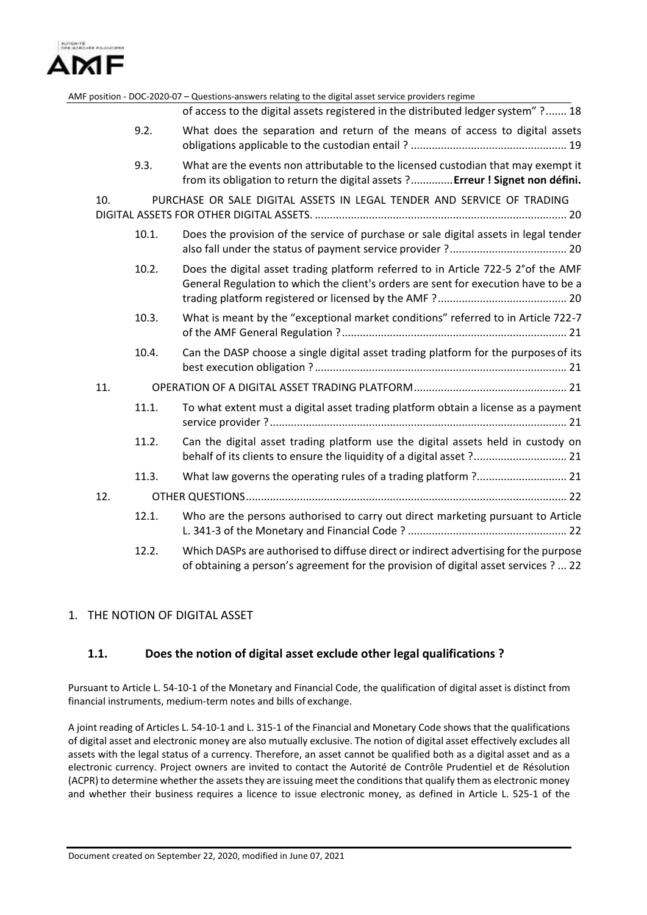of access to the digital assets registered in the distributed ledger system" ? ....... 18

9.2. What does the separation and return of the means of access to digital assets obligations applicable to the custodian entail ? ................................................... 19

9.3. What are the events non attributable to the licensed custodian that may exempt it from its obligation to return the digital assets ? .............**Erreur ! Signet non défini.**

10. PURCHASE OR SALE DIGITAL ASSETS IN LEGAL TENDER AND SERVICE OF TRADING DIGITAL ASSETS FOR OTHER DIGITAL ASSETS. ................................................................................... 20

10.1. Does the provision of the service of purchase or sale digital assets in legal tender also fall under the status of payment service provider ? ...................................... 20

10.2. Does the digital asset trading platform referred to in Article 722-5 2°of the AMF General Regulation to which the client's orders are sent for execution have to be a trading platform registered or licensed by the AMF ? .......................................... 20

10.3. What is meant by the "exceptional market conditions" referred to in Article 722-7 of the AMF General Regulation ? .......................................................................... 21

10.4. Can the DASP choose a single digital asset trading platform for the purposes of its best execution obligation ? ................................................................................... 21

11. OPERATION OF A DIGITAL ASSET TRADING PLATFORM .................................................. 21

11.1. To what extent must a digital asset trading platform obtain a license as a payment service provider ? .................................................................................................. 21

11.2. Can the digital asset trading platform use the digital assets held in custody on behalf of its clients to ensure the liquidity of a digital asset ? ............................... 21

11.3. What law governs the operating rules of a trading platform ? ............................. 21

12. OTHER QUESTIONS .......................................................................................................... 22

12.1. Who are the persons authorised to carry out direct marketing pursuant to Article L. 341-3 of the Monetary and Financial Code ? .................................................... 22

12.2. Which DASPs are authorised to diffuse direct or indirect advertising for the purpose of obtaining a person's agreement for the provision of digital asset services ? ... 22

## 1. THE NOTION OF DIGITAL ASSET

### 1.1. Does the notion of digital asset exclude other legal qualifications ?

Pursuant to Article L. 54-10-1 of the Monetary and Financial Code, the qualification of digital asset is distinct from financial instruments, medium-term notes and bills of exchange.

A joint reading of Articles L. 54-10-1 and L. 315-1 of the Financial and Monetary Code shows that the qualifications of digital asset and electronic money are also mutually exclusive. The notion of digital asset effectively excludes all assets with the legal status of a currency. Therefore, an asset cannot be qualified both as a digital asset and as a electronic currency. Project owners are invited to contact the Autorité de Contrôle Prudentiel et de Résolution (ACPR) to determine whether the assets they are issuing meet the conditions that qualify them as electronic money and whether their business requires a licence to issue electronic money, as defined in Article L. 525-1 of the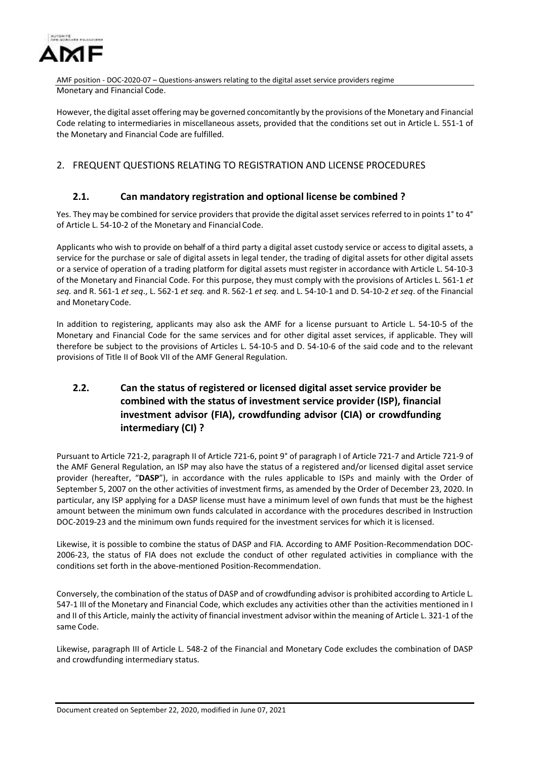Monetary and Financial Code.

However, the digital asset offering may be governed concomitantly by the provisions of the Monetary and Financial Code relating to intermediaries in miscellaneous assets, provided that the conditions set out in Article L. 551-1 of the Monetary and Financial Code are fulfilled.

## 2. FREQUENT QUESTIONS RELATING TO REGISTRATION AND LICENSE PROCEDURES

### 2.1. Can mandatory registration and optional license be combined ?

Yes. They may be combined for service providers that provide the digital asset services referred to in points 1° to 4° of Article L. 54-10-2 of the Monetary and Financial Code.

Applicants who wish to provide on behalf of a third party a digital asset custody service or access to digital assets, a service for the purchase or sale of digital assets in legal tender, the trading of digital assets for other digital assets or a service of operation of a trading platform for digital assets must register in accordance with Article L. 54-10-3 of the Monetary and Financial Code. For this purpose, they must comply with the provisions of Articles L. 561-1 *et seq.* and R. 561-1 *et seq*., L. 562-1 *et seq.* and R. 562-1 *et seq.* and L. 54-10-1 and D. 54-10-2 *et seq*. of the Financial and Monetary Code.

In addition to registering, applicants may also ask the AMF for a license pursuant to Article L. 54-10-5 of the Monetary and Financial Code for the same services and for other digital asset services, if applicable. They will therefore be subject to the provisions of Articles L. 54-10-5 and D. 54-10-6 of the said code and to the relevant provisions of Title II of Book VII of the AMF General Regulation.

### 2.2. Can the status of registered or licensed digital asset service provider be combined with the status of investment service provider (ISP), financial investment advisor (FIA), crowdfunding advisor (CIA) or crowdfunding intermediary (CI) ?

Pursuant to Article 721-2, paragraph II of Article 721-6, point 9° of paragraph I of Article 721-7 and Article 721-9 of the AMF General Regulation, an ISP may also have the status of a registered and/or licensed digital asset service provider (hereafter, "**DASP**"), in accordance with the rules applicable to ISPs and mainly with the Order of September 5, 2007 on the other activities of investment firms, as amended by the Order of December 23, 2020. In particular, any ISP applying for a DASP license must have a minimum level of own funds that must be the highest amount between the minimum own funds calculated in accordance with the procedures described in Instruction DOC-2019-23 and the minimum own funds required for the investment services for which it is licensed.

Likewise, it is possible to combine the status of DASP and FIA. According to AMF Position-Recommendation DOC-2006-23, the status of FIA does not exclude the conduct of other regulated activities in compliance with the conditions set forth in the above-mentioned Position-Recommendation.

Conversely, the combination of the status of DASP and of crowdfunding advisor is prohibited according to Article L. 547-1 III of the Monetary and Financial Code, which excludes any activities other than the activities mentioned in I and II of this Article, mainly the activity of financial investment advisor within the meaning of Article L. 321-1 of the same Code.

Likewise, paragraph III of Article L. 548-2 of the Financial and Monetary Code excludes the combination of DASP and crowdfunding intermediary status.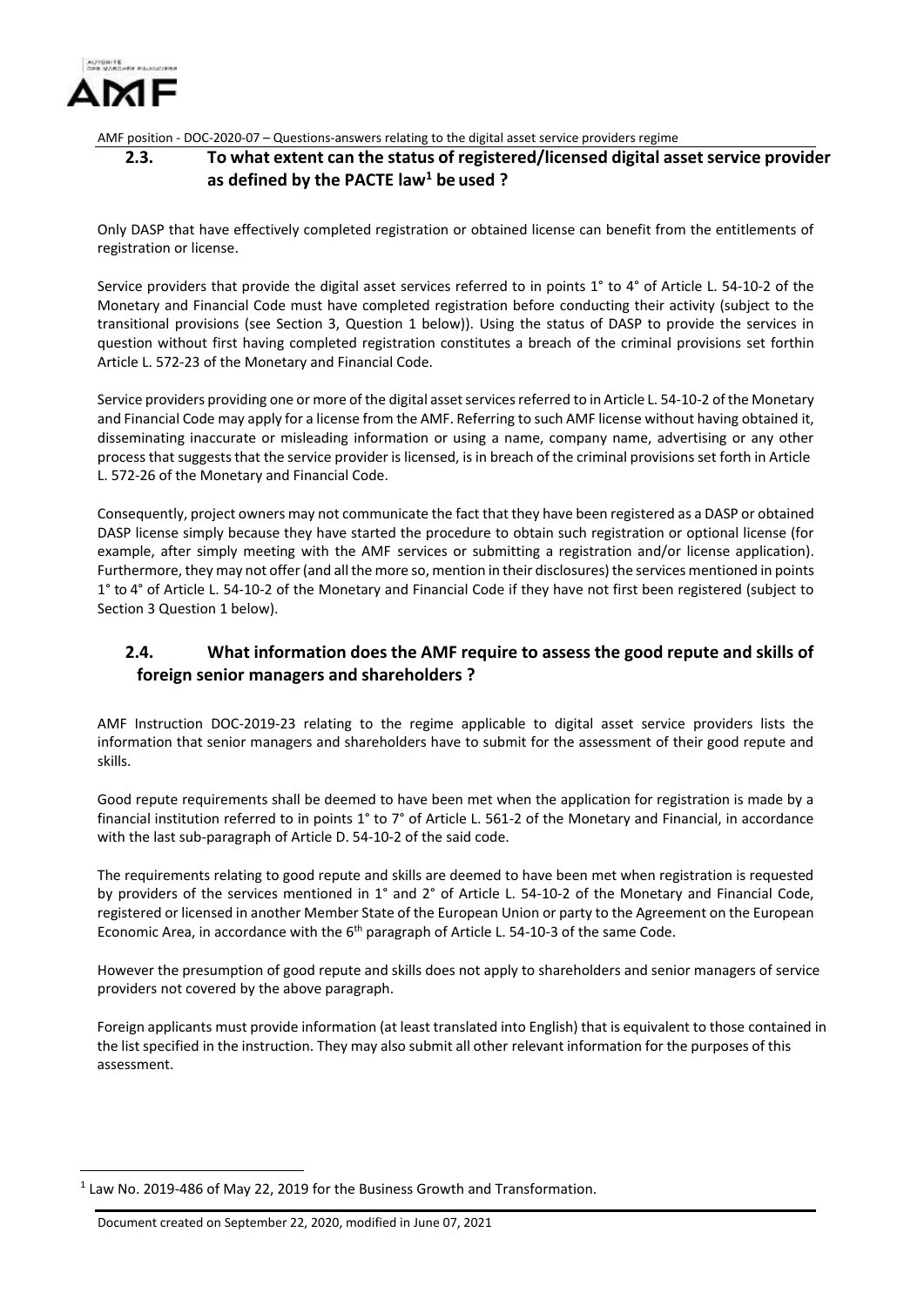### 2.3. To what extent can the status of registered/licensed digital asset service provider as defined by the PACTE law[1] be used ?

Only DASP that have effectively completed registration or obtained license can benefit from the entitlements of registration or license.

Service providers that provide the digital asset services referred to in points 1° to 4° of Article L. 54-10-2 of the Monetary and Financial Code must have completed registration before conducting their activity (subject to the transitional provisions (see Section 3, Question 1 below)). Using the status of DASP to provide the services in question without first having completed registration constitutes a breach of the criminal provisions set forthin Article L. 572-23 of the Monetary and Financial Code.

Service providers providing one or more of the digital asset services referred to in Article L. 54-10-2 of the Monetary and Financial Code may apply for a license from the AMF. Referring to such AMF license without having obtained it, disseminating inaccurate or misleading information or using a name, company name, advertising or any other process that suggests that the service provider is licensed, is in breach of the criminal provisions set forth in Article L. 572-26 of the Monetary and Financial Code.

Consequently, project owners may not communicate the fact that they have been registered as a DASP or obtained DASP license simply because they have started the procedure to obtain such registration or optional license (for example, after simply meeting with the AMF services or submitting a registration and/or license application). Furthermore, they may not offer (and all the more so, mention in their disclosures) the services mentioned in points 1° to 4° of Article L. 54-10-2 of the Monetary and Financial Code if they have not first been registered (subject to Section 3 Question 1 below).

### 2.4. What information does the AMF require to assess the good repute and skills of foreign senior managers and shareholders ?

AMF Instruction DOC-2019-23 relating to the regime applicable to digital asset service providers lists the information that senior managers and shareholders have to submit for the assessment of their good repute and skills.

Good repute requirements shall be deemed to have been met when the application for registration is made by a financial institution referred to in points 1° to 7° of Article L. 561-2 of the Monetary and Financial, in accordance with the last sub-paragraph of Article D. 54-10-2 of the said code.

The requirements relating to good repute and skills are deemed to have been met when registration is requested by providers of the services mentioned in 1° and 2° of Article L. 54-10-2 of the Monetary and Financial Code, registered or licensed in another Member State of the European Union or party to the Agreement on the European Economic Area, in accordance with the 6th paragraph of Article L. 54-10-3 of the same Code.

However the presumption of good repute and skills does not apply to shareholders and senior managers of service providers not covered by the above paragraph.

Foreign applicants must provide information (at least translated into English) that is equivalent to those contained in the list specified in the instruction. They may also submit all other relevant information for the purposes of this assessment.

[1] Law No. 2019-486 of May 22, 2019 for the Business Growth and Transformation.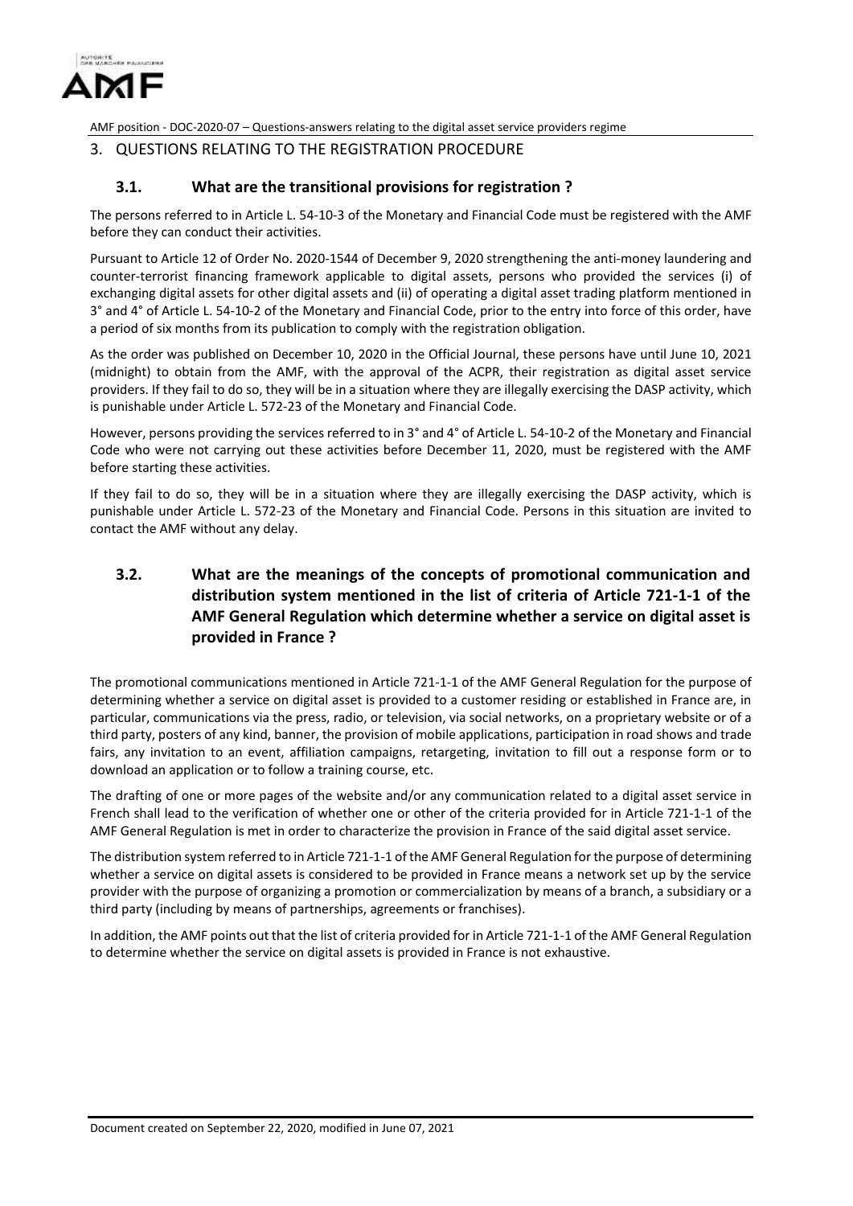## 3. QUESTIONS RELATING TO THE REGISTRATION PROCEDURE

### 3.1. What are the transitional provisions for registration ?

The persons referred to in Article L. 54-10-3 of the Monetary and Financial Code must be registered with the AMF before they can conduct their activities.

Pursuant to Article 12 of Order No. 2020-1544 of December 9, 2020 strengthening the anti-money laundering and counter-terrorist financing framework applicable to digital assets, persons who provided the services (i) of exchanging digital assets for other digital assets and (ii) of operating a digital asset trading platform mentioned in 3° and 4° of Article L. 54-10-2 of the Monetary and Financial Code, prior to the entry into force of this order, have a period of six months from its publication to comply with the registration obligation.

As the order was published on December 10, 2020 in the Official Journal, these persons have until June 10, 2021 (midnight) to obtain from the AMF, with the approval of the ACPR, their registration as digital asset service providers. If they fail to do so, they will be in a situation where they are illegally exercising the DASP activity, which is punishable under Article L. 572-23 of the Monetary and Financial Code.

However, persons providing the services referred to in 3° and 4° of Article L. 54-10-2 of the Monetary and Financial Code who were not carrying out these activities before December 11, 2020, must be registered with the AMF before starting these activities.

If they fail to do so, they will be in a situation where they are illegally exercising the DASP activity, which is punishable under Article L. 572-23 of the Monetary and Financial Code. Persons in this situation are invited to contact the AMF without any delay.

### 3.2. What are the meanings of the concepts of promotional communication and distribution system mentioned in the list of criteria of Article 721-1-1 of the AMF General Regulation which determine whether a service on digital asset is provided in France ?

The promotional communications mentioned in Article 721-1-1 of the AMF General Regulation for the purpose of determining whether a service on digital asset is provided to a customer residing or established in France are, in particular, communications via the press, radio, or television, via social networks, on a proprietary website or of a third party, posters of any kind, banner, the provision of mobile applications, participation in road shows and trade fairs, any invitation to an event, affiliation campaigns, retargeting, invitation to fill out a response form or to download an application or to follow a training course, etc.

The drafting of one or more pages of the website and/or any communication related to a digital asset service in French shall lead to the verification of whether one or other of the criteria provided for in Article 721-1-1 of the AMF General Regulation is met in order to characterize the provision in France of the said digital asset service.

The distribution system referred to in Article 721-1-1 of the AMF General Regulation for the purpose of determining whether a service on digital assets is considered to be provided in France means a network set up by the service provider with the purpose of organizing a promotion or commercialization by means of a branch, a subsidiary or a third party (including by means of partnerships, agreements or franchises).

In addition, the AMF points out that the list of criteria provided for in Article 721-1-1 of the AMF General Regulation to determine whether the service on digital assets is provided in France is not exhaustive.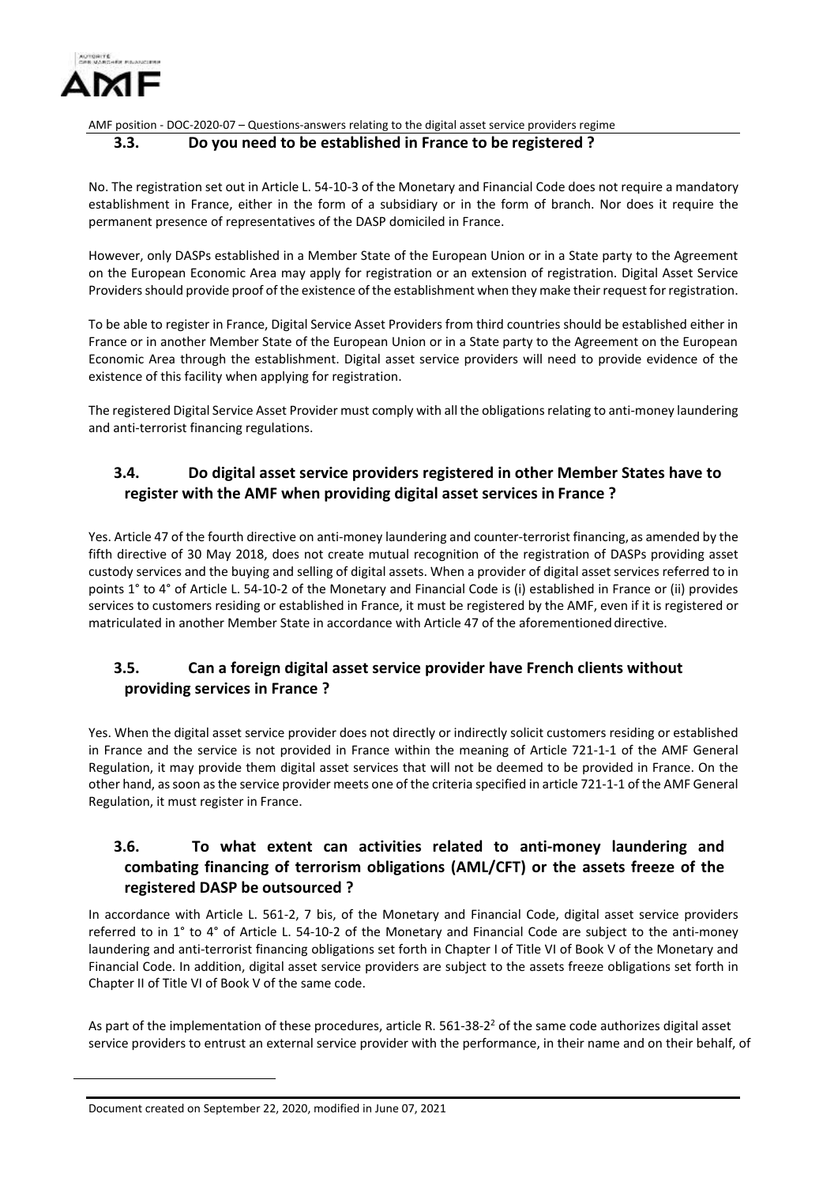### 3.3. Do you need to be established in France to be registered ?

No. The registration set out in Article L. 54-10-3 of the Monetary and Financial Code does not require a mandatory establishment in France, either in the form of a subsidiary or in the form of branch. Nor does it require the permanent presence of representatives of the DASP domiciled in France.

However, only DASPs established in a Member State of the European Union or in a State party to the Agreement on the European Economic Area may apply for registration or an extension of registration. Digital Asset Service Providers should provide proof of the existence of the establishment when they make their request for registration.

To be able to register in France, Digital Service Asset Providers from third countries should be established either in France or in another Member State of the European Union or in a State party to the Agreement on the European Economic Area through the establishment. Digital asset service providers will need to provide evidence of the existence of this facility when applying for registration.

The registered Digital Service Asset Provider must comply with all the obligations relating to anti-money laundering and anti-terrorist financing regulations.

### 3.4. Do digital asset service providers registered in other Member States have to register with the AMF when providing digital asset services in France ?

Yes. Article 47 of the fourth directive on anti-money laundering and counter-terrorist financing, as amended by the fifth directive of 30 May 2018, does not create mutual recognition of the registration of DASPs providing asset custody services and the buying and selling of digital assets. When a provider of digital asset services referred to in points 1° to 4° of Article L. 54-10-2 of the Monetary and Financial Code is (i) established in France or (ii) provides services to customers residing or established in France, it must be registered by the AMF, even if it is registered or matriculated in another Member State in accordance with Article 47 of the aforementioned directive.

### 3.5. Can a foreign digital asset service provider have French clients without providing services in France ?

Yes. When the digital asset service provider does not directly or indirectly solicit customers residing or established in France and the service is not provided in France within the meaning of Article 721-1-1 of the AMF General Regulation, it may provide them digital asset services that will not be deemed to be provided in France. On the other hand, as soon as the service provider meets one of the criteria specified in article 721-1-1 of the AMF General Regulation, it must register in France.

### 3.6. To what extent can activities related to anti-money laundering and combating financing of terrorism obligations (AML/CFT) or the assets freeze of the registered DASP be outsourced ?

In accordance with Article L. 561-2, 7 bis, of the Monetary and Financial Code, digital asset service providers referred to in 1° to 4° of Article L. 54-10-2 of the Monetary and Financial Code are subject to the anti-money laundering and anti-terrorist financing obligations set forth in Chapter I of Title VI of Book V of the Monetary and Financial Code. In addition, digital asset service providers are subject to the assets freeze obligations set forth in Chapter II of Title VI of Book V of the same code.

As part of the implementation of these procedures, article R. 561-38-2[2] of the same code authorizes digital asset service providers to entrust an external service provider with the performance, in their name and on their behalf, of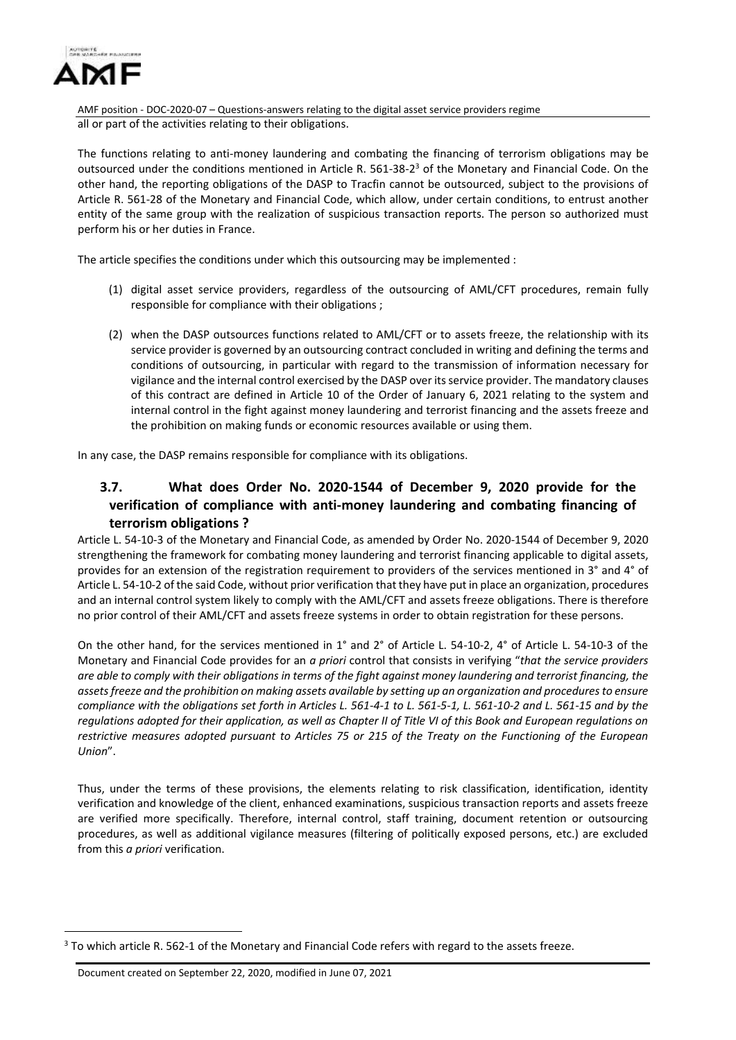all or part of the activities relating to their obligations.

The functions relating to anti-money laundering and combating the financing of terrorism obligations may be outsourced under the conditions mentioned in Article R. 561-38-2[3] of the Monetary and Financial Code. On the other hand, the reporting obligations of the DASP to Tracfin cannot be outsourced, subject to the provisions of Article R. 561-28 of the Monetary and Financial Code, which allow, under certain conditions, to entrust another entity of the same group with the realization of suspicious transaction reports. The person so authorized must perform his or her duties in France.

The article specifies the conditions under which this outsourcing may be implemented :

(1) digital asset service providers, regardless of the outsourcing of AML/CFT procedures, remain fully responsible for compliance with their obligations ;

(2) when the DASP outsources functions related to AML/CFT or to assets freeze, the relationship with its service provider is governed by an outsourcing contract concluded in writing and defining the terms and conditions of outsourcing, in particular with regard to the transmission of information necessary for vigilance and the internal control exercised by the DASP over its service provider. The mandatory clauses of this contract are defined in Article 10 of the Order of January 6, 2021 relating to the system and internal control in the fight against money laundering and terrorist financing and the assets freeze and the prohibition on making funds or economic resources available or using them.

In any case, the DASP remains responsible for compliance with its obligations.

## 3.7. What does Order No. 2020-1544 of December 9, 2020 provide for the verification of compliance with anti-money laundering and combating financing of terrorism obligations ?

Article L. 54-10-3 of the Monetary and Financial Code, as amended by Order No. 2020-1544 of December 9, 2020 strengthening the framework for combating money laundering and terrorist financing applicable to digital assets, provides for an extension of the registration requirement to providers of the services mentioned in 3° and 4° of Article L. 54-10-2 of the said Code, without prior verification that they have put in place an organization, procedures and an internal control system likely to comply with the AML/CFT and assets freeze obligations. There is therefore no prior control of their AML/CFT and assets freeze systems in order to obtain registration for these persons.

On the other hand, for the services mentioned in 1° and 2° of Article L. 54-10-2, 4° of Article L. 54-10-3 of the Monetary and Financial Code provides for an *a priori* control that consists in verifying "*that the service providers are able to comply with their obligations in terms of the fight against money laundering and terrorist financing, the assets freeze and the prohibition on making assets available by setting up an organization and procedures to ensure compliance with the obligations set forth in Articles L. 561-4-1 to L. 561-5-1, L. 561-10-2 and L. 561-15 and by the regulations adopted for their application, as well as Chapter II of Title VI of this Book and European regulations on restrictive measures adopted pursuant to Articles 75 or 215 of the Treaty on the Functioning of the European Union*".

Thus, under the terms of these provisions, the elements relating to risk classification, identification, identity verification and knowledge of the client, enhanced examinations, suspicious transaction reports and assets freeze are verified more specifically. Therefore, internal control, staff training, document retention or outsourcing procedures, as well as additional vigilance measures (filtering of politically exposed persons, etc.) are excluded from this *a priori* verification.

[3] To which article R. 562-1 of the Monetary and Financial Code refers with regard to the assets freeze.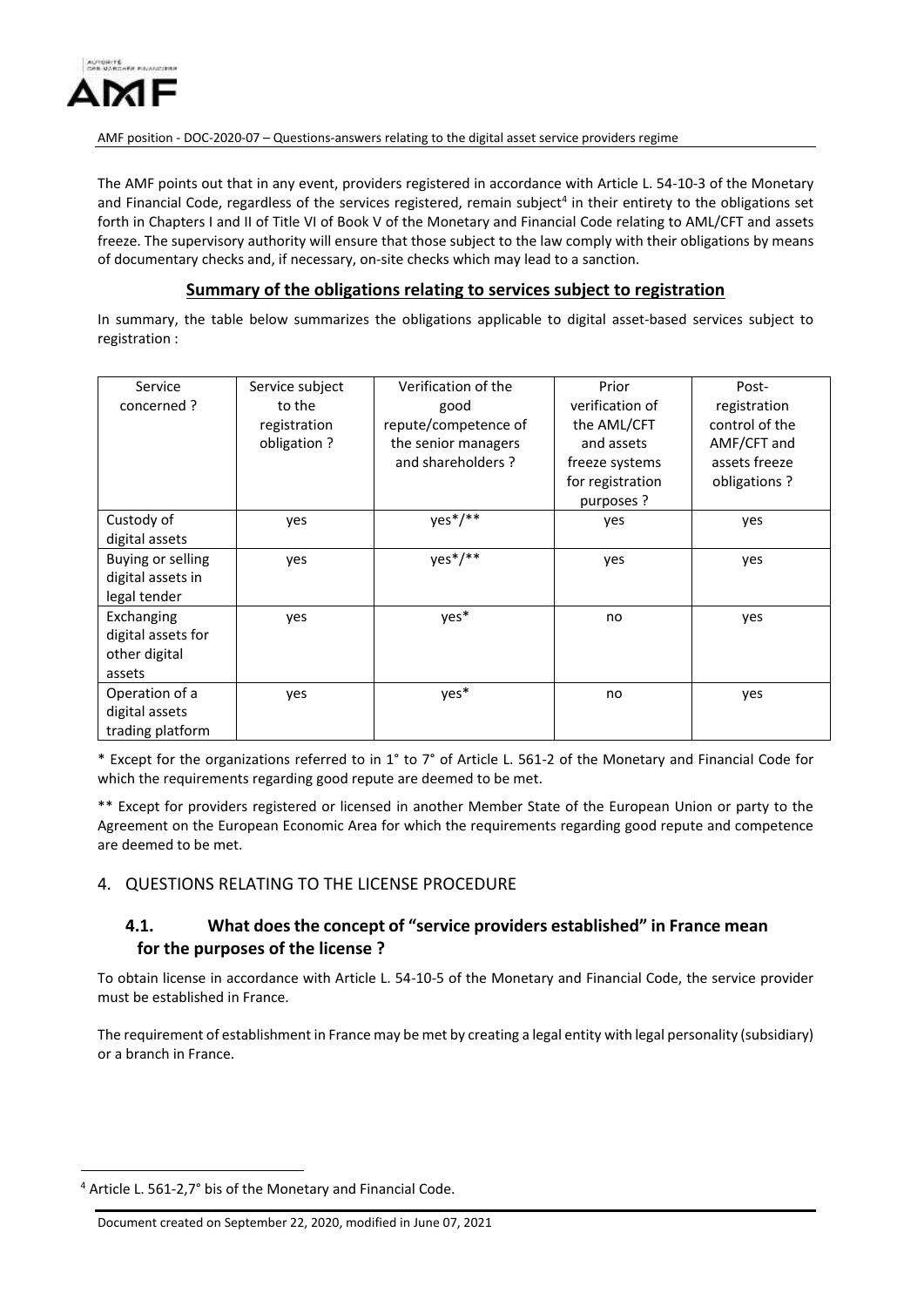The AMF points out that in any event, providers registered in accordance with Article L. 54-10-3 of the Monetary and Financial Code, regardless of the services registered, remain subject[4] in their entirety to the obligations set forth in Chapters I and II of Title VI of Book V of the Monetary and Financial Code relating to AML/CFT and assets freeze. The supervisory authority will ensure that those subject to the law comply with their obligations by means of documentary checks and, if necessary, on-site checks which may lead to a sanction.

**Summary of the obligations relating to services subject to registration**

In summary, the table below summarizes the obligations applicable to digital asset-based services subject to registration :

| Service concerned ? | Service subject to the registration obligation ? | Verification of the good repute/competence of the senior managers and shareholders ? | Prior verification of the AML/CFT and assets freeze systems for registration purposes ? | Post-registration control of the AML/CFT and assets freeze obligations ? |
|---|---|---|---|---|
| Custody of digital assets | yes | yes*/** | yes | yes |
| Buying or selling digital assets in legal tender | yes | yes*/** | yes | yes |
| Exchanging digital assets for other digital assets | yes | yes* | no | yes |
| Operation of a digital assets trading platform | yes | yes* | no | yes |

\* Except for the organizations referred to in 1° to 7° of Article L. 561-2 of the Monetary and Financial Code for which the requirements regarding good repute are deemed to be met.

\** Except for providers registered or licensed in another Member State of the European Union or party to the Agreement on the European Economic Area for which the requirements regarding good repute and competence are deemed to be met.

## 4. QUESTIONS RELATING TO THE LICENSE PROCEDURE

### 4.1. What does the concept of "service providers established" in France mean for the purposes of the license ?

To obtain license in accordance with Article L. 54-10-5 of the Monetary and Financial Code, the service provider must be established in France.

The requirement of establishment in France may be met by creating a legal entity with legal personality (subsidiary) or a branch in France.

[4] Article L. 561-2,7° bis of the Monetary and Financial Code.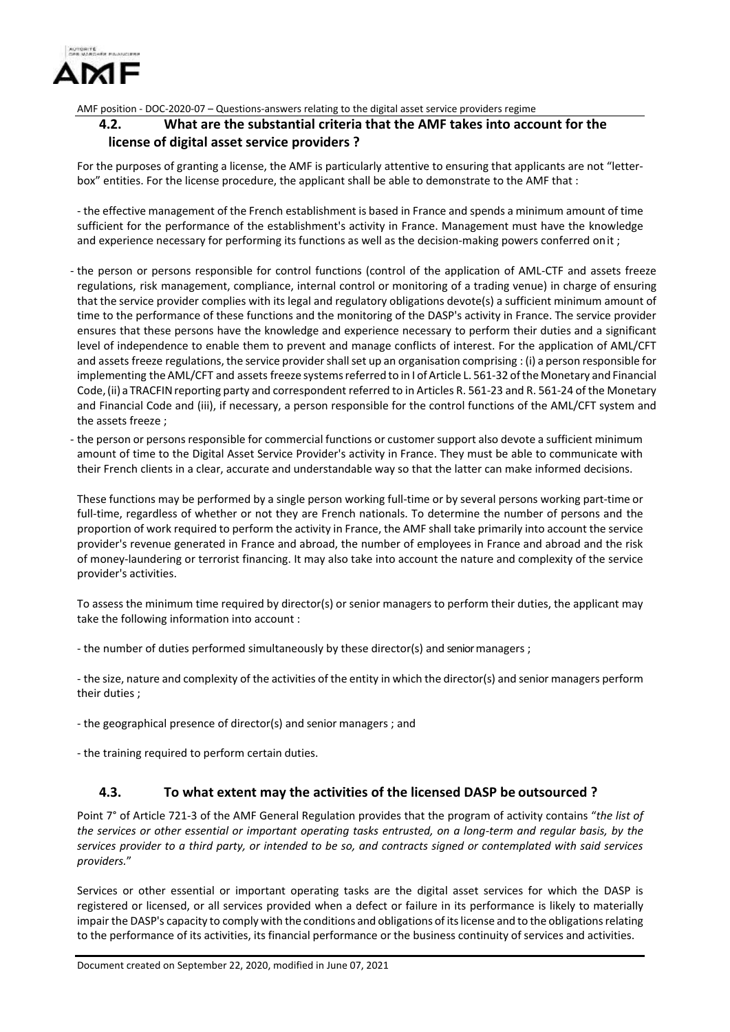### 4.2. What are the substantial criteria that the AMF takes into account for the license of digital asset service providers ?

For the purposes of granting a license, the AMF is particularly attentive to ensuring that applicants are not "letter-box" entities. For the license procedure, the applicant shall be able to demonstrate to the AMF that :

- the effective management of the French establishment is based in France and spends a minimum amount of time sufficient for the performance of the establishment's activity in France. Management must have the knowledge and experience necessary for performing its functions as well as the decision-making powers conferred on it ;

- the person or persons responsible for control functions (control of the application of AML-CTF and assets freeze regulations, risk management, compliance, internal control or monitoring of a trading venue) in charge of ensuring that the service provider complies with its legal and regulatory obligations devote(s) a sufficient minimum amount of time to the performance of these functions and the monitoring of the DASP's activity in France. The service provider ensures that these persons have the knowledge and experience necessary to perform their duties and a significant level of independence to enable them to prevent and manage conflicts of interest. For the application of AML/CFT and assets freeze regulations, the service provider shall set up an organisation comprising : (i) a person responsible for implementing the AML/CFT and assets freeze systems referred to in I of Article L. 561-32 of the Monetary and Financial Code, (ii) a TRACFIN reporting party and correspondent referred to in Articles R. 561-23 and R. 561-24 of the Monetary and Financial Code and (iii), if necessary, a person responsible for the control functions of the AML/CFT system and the assets freeze ;

- the person or persons responsible for commercial functions or customer support also devote a sufficient minimum amount of time to the Digital Asset Service Provider's activity in France. They must be able to communicate with their French clients in a clear, accurate and understandable way so that the latter can make informed decisions.

These functions may be performed by a single person working full-time or by several persons working part-time or full-time, regardless of whether or not they are French nationals. To determine the number of persons and the proportion of work required to perform the activity in France, the AMF shall take primarily into account the service provider's revenue generated in France and abroad, the number of employees in France and abroad and the risk of money-laundering or terrorist financing. It may also take into account the nature and complexity of the service provider's activities.

To assess the minimum time required by director(s) or senior managers to perform their duties, the applicant may take the following information into account :

- the number of duties performed simultaneously by these director(s) and senior managers ;

- the size, nature and complexity of the activities of the entity in which the director(s) and senior managers perform their duties ;

- the geographical presence of director(s) and senior managers ; and

- the training required to perform certain duties.

### 4.3. To what extent may the activities of the licensed DASP be outsourced ?

Point 7° of Article 721-3 of the AMF General Regulation provides that the program of activity contains "*the list of the services or other essential or important operating tasks entrusted, on a long-term and regular basis, by the services provider to a third party, or intended to be so, and contracts signed or contemplated with said services providers.*"

Services or other essential or important operating tasks are the digital asset services for which the DASP is registered or licensed, or all services provided when a defect or failure in its performance is likely to materially impair the DASP's capacity to comply with the conditions and obligations of its license and to the obligations relating to the performance of its activities, its financial performance or the business continuity of services and activities.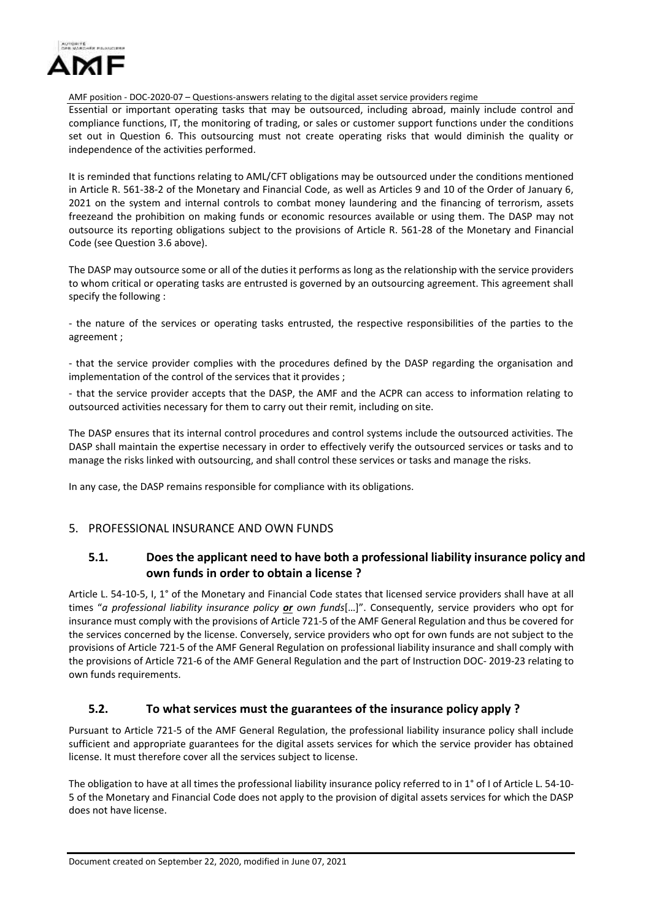Essential or important operating tasks that may be outsourced, including abroad, mainly include control and compliance functions, IT, the monitoring of trading, or sales or customer support functions under the conditions set out in Question 6. This outsourcing must not create operating risks that would diminish the quality or independence of the activities performed.

It is reminded that functions relating to AML/CFT obligations may be outsourced under the conditions mentioned in Article R. 561-38-2 of the Monetary and Financial Code, as well as Articles 9 and 10 of the Order of January 6, 2021 on the system and internal controls to combat money laundering and the financing of terrorism, assets freezeand the prohibition on making funds or economic resources available or using them. The DASP may not outsource its reporting obligations subject to the provisions of Article R. 561-28 of the Monetary and Financial Code (see Question 3.6 above).

The DASP may outsource some or all of the duties it performs as long as the relationship with the service providers to whom critical or operating tasks are entrusted is governed by an outsourcing agreement. This agreement shall specify the following :

- the nature of the services or operating tasks entrusted, the respective responsibilities of the parties to the agreement ;
- that the service provider complies with the procedures defined by the DASP regarding the organisation and implementation of the control of the services that it provides ;
- that the service provider accepts that the DASP, the AMF and the ACPR can access to information relating to outsourced activities necessary for them to carry out their remit, including on site.

The DASP ensures that its internal control procedures and control systems include the outsourced activities. The DASP shall maintain the expertise necessary in order to effectively verify the outsourced services or tasks and to manage the risks linked with outsourcing, and shall control these services or tasks and manage the risks.

In any case, the DASP remains responsible for compliance with its obligations.

## 5. PROFESSIONAL INSURANCE AND OWN FUNDS

### 5.1. Does the applicant need to have both a professional liability insurance policy and own funds in order to obtain a license ?

Article L. 54-10-5, I, 1° of the Monetary and Financial Code states that licensed service providers shall have at all times "*a professional liability insurance policy* ***or*** *own funds*[…]". Consequently, service providers who opt for insurance must comply with the provisions of Article 721-5 of the AMF General Regulation and thus be covered for the services concerned by the license. Conversely, service providers who opt for own funds are not subject to the provisions of Article 721-5 of the AMF General Regulation on professional liability insurance and shall comply with the provisions of Article 721-6 of the AMF General Regulation and the part of Instruction DOC- 2019-23 relating to own funds requirements.

### 5.2. To what services must the guarantees of the insurance policy apply ?

Pursuant to Article 721-5 of the AMF General Regulation, the professional liability insurance policy shall include sufficient and appropriate guarantees for the digital assets services for which the service provider has obtained license. It must therefore cover all the services subject to license.

The obligation to have at all times the professional liability insurance policy referred to in 1° of I of Article L. 54-10-5 of the Monetary and Financial Code does not apply to the provision of digital assets services for which the DASP does not have license.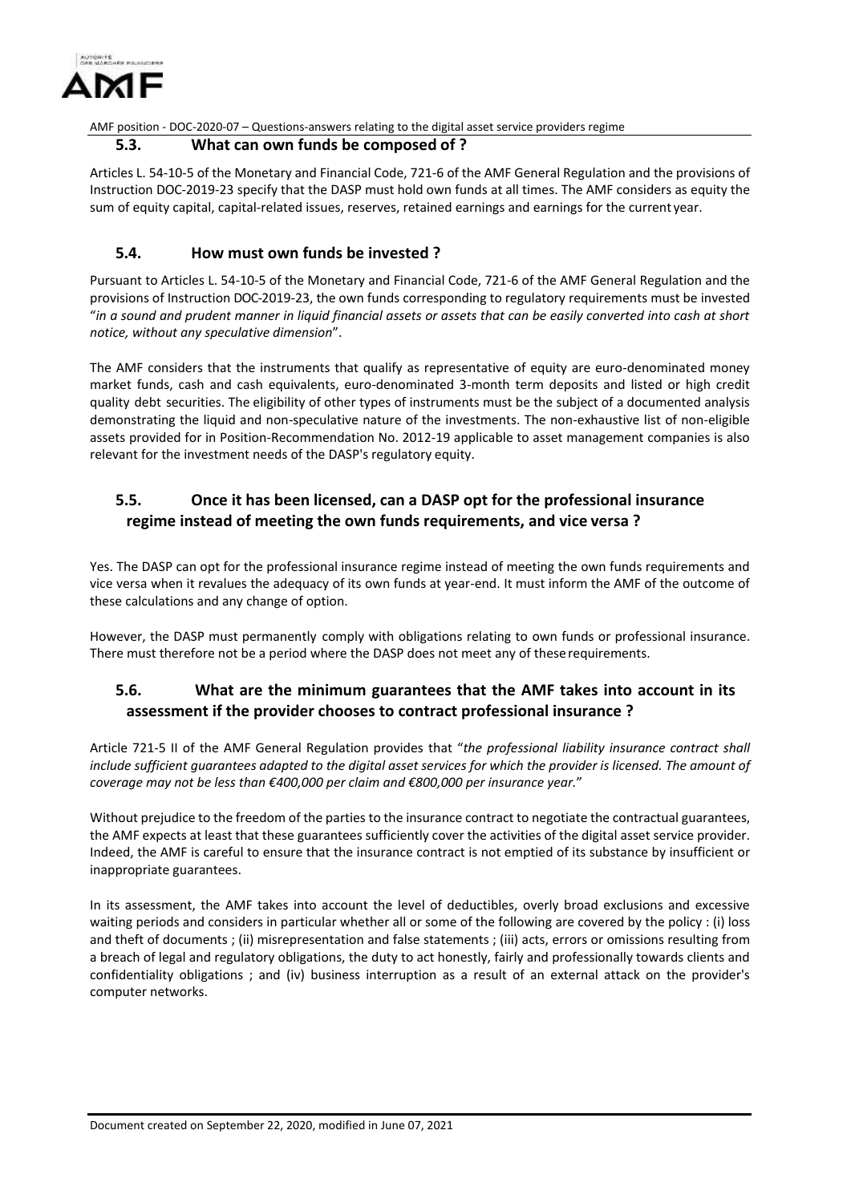### 5.3. What can own funds be composed of ?

Articles L. 54-10-5 of the Monetary and Financial Code, 721-6 of the AMF General Regulation and the provisions of Instruction DOC-2019-23 specify that the DASP must hold own funds at all times. The AMF considers as equity the sum of equity capital, capital-related issues, reserves, retained earnings and earnings for the current year.

### 5.4. How must own funds be invested ?

Pursuant to Articles L. 54-10-5 of the Monetary and Financial Code, 721-6 of the AMF General Regulation and the provisions of Instruction DOC-2019-23, the own funds corresponding to regulatory requirements must be invested "*in a sound and prudent manner in liquid financial assets or assets that can be easily converted into cash at short notice, without any speculative dimension*".

The AMF considers that the instruments that qualify as representative of equity are euro-denominated money market funds, cash and cash equivalents, euro-denominated 3-month term deposits and listed or high credit quality debt securities. The eligibility of other types of instruments must be the subject of a documented analysis demonstrating the liquid and non-speculative nature of the investments. The non-exhaustive list of non-eligible assets provided for in Position-Recommendation No. 2012-19 applicable to asset management companies is also relevant for the investment needs of the DASP's regulatory equity.

### 5.5. Once it has been licensed, can a DASP opt for the professional insurance regime instead of meeting the own funds requirements, and vice versa ?

Yes. The DASP can opt for the professional insurance regime instead of meeting the own funds requirements and vice versa when it revalues the adequacy of its own funds at year-end. It must inform the AMF of the outcome of these calculations and any change of option.

However, the DASP must permanently comply with obligations relating to own funds or professional insurance. There must therefore not be a period where the DASP does not meet any of these requirements.

### 5.6. What are the minimum guarantees that the AMF takes into account in its assessment if the provider chooses to contract professional insurance ?

Article 721-5 II of the AMF General Regulation provides that "*the professional liability insurance contract shall include sufficient guarantees adapted to the digital asset services for which the provider is licensed. The amount of coverage may not be less than €400,000 per claim and €800,000 per insurance year.*"

Without prejudice to the freedom of the parties to the insurance contract to negotiate the contractual guarantees, the AMF expects at least that these guarantees sufficiently cover the activities of the digital asset service provider. Indeed, the AMF is careful to ensure that the insurance contract is not emptied of its substance by insufficient or inappropriate guarantees.

In its assessment, the AMF takes into account the level of deductibles, overly broad exclusions and excessive waiting periods and considers in particular whether all or some of the following are covered by the policy : (i) loss and theft of documents ; (ii) misrepresentation and false statements ; (iii) acts, errors or omissions resulting from a breach of legal and regulatory obligations, the duty to act honestly, fairly and professionally towards clients and confidentiality obligations ; and (iv) business interruption as a result of an external attack on the provider's computer networks.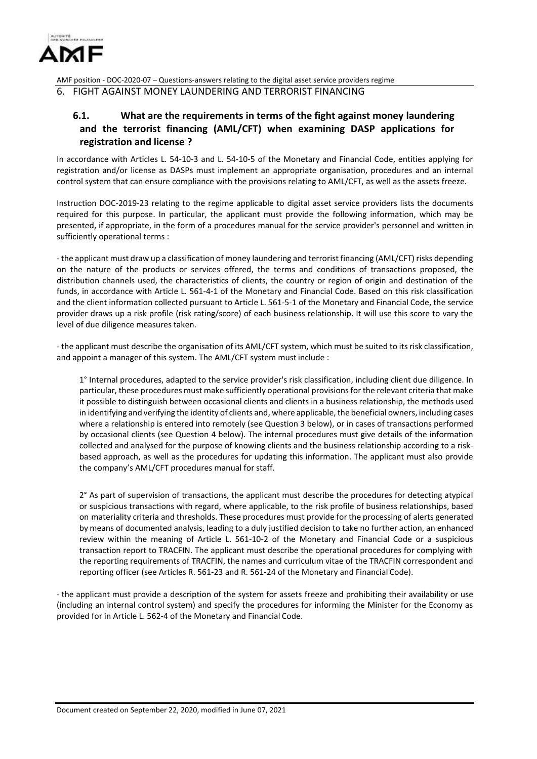# 6. FIGHT AGAINST MONEY LAUNDERING AND TERRORIST FINANCING

## 6.1. What are the requirements in terms of the fight against money laundering and the terrorist financing (AML/CFT) when examining DASP applications for registration and license ?

In accordance with Articles L. 54-10-3 and L. 54-10-5 of the Monetary and Financial Code, entities applying for registration and/or license as DASPs must implement an appropriate organisation, procedures and an internal control system that can ensure compliance with the provisions relating to AML/CFT, as well as the assets freeze.

Instruction DOC-2019-23 relating to the regime applicable to digital asset service providers lists the documents required for this purpose. In particular, the applicant must provide the following information, which may be presented, if appropriate, in the form of a procedures manual for the service provider's personnel and written in sufficiently operational terms :

- the applicant must draw up a classification of money laundering and terrorist financing (AML/CFT) risks depending on the nature of the products or services offered, the terms and conditions of transactions proposed, the distribution channels used, the characteristics of clients, the country or region of origin and destination of the funds, in accordance with Article L. 561-4-1 of the Monetary and Financial Code. Based on this risk classification and the client information collected pursuant to Article L. 561-5-1 of the Monetary and Financial Code, the service provider draws up a risk profile (risk rating/score) of each business relationship. It will use this score to vary the level of due diligence measures taken.

- the applicant must describe the organisation of its AML/CFT system, which must be suited to its risk classification, and appoint a manager of this system. The AML/CFT system must include :

  1° Internal procedures, adapted to the service provider's risk classification, including client due diligence. In particular, these procedures must make sufficiently operational provisions for the relevant criteria that make it possible to distinguish between occasional clients and clients in a business relationship, the methods used in identifying and verifying the identity of clients and, where applicable, the beneficial owners, including cases where a relationship is entered into remotely (see Question 3 below), or in cases of transactions performed by occasional clients (see Question 4 below). The internal procedures must give details of the information collected and analysed for the purpose of knowing clients and the business relationship according to a risk-based approach, as well as the procedures for updating this information. The applicant must also provide the company's AML/CFT procedures manual for staff.

  2° As part of supervision of transactions, the applicant must describe the procedures for detecting atypical or suspicious transactions with regard, where applicable, to the risk profile of business relationships, based on materiality criteria and thresholds. These procedures must provide for the processing of alerts generated by means of documented analysis, leading to a duly justified decision to take no further action, an enhanced review within the meaning of Article L. 561-10-2 of the Monetary and Financial Code or a suspicious transaction report to TRACFIN. The applicant must describe the operational procedures for complying with the reporting requirements of TRACFIN, the names and curriculum vitae of the TRACFIN correspondent and reporting officer (see Articles R. 561-23 and R. 561-24 of the Monetary and Financial Code).

- the applicant must provide a description of the system for assets freeze and prohibiting their availability or use (including an internal control system) and specify the procedures for informing the Minister for the Economy as provided for in Article L. 562-4 of the Monetary and Financial Code.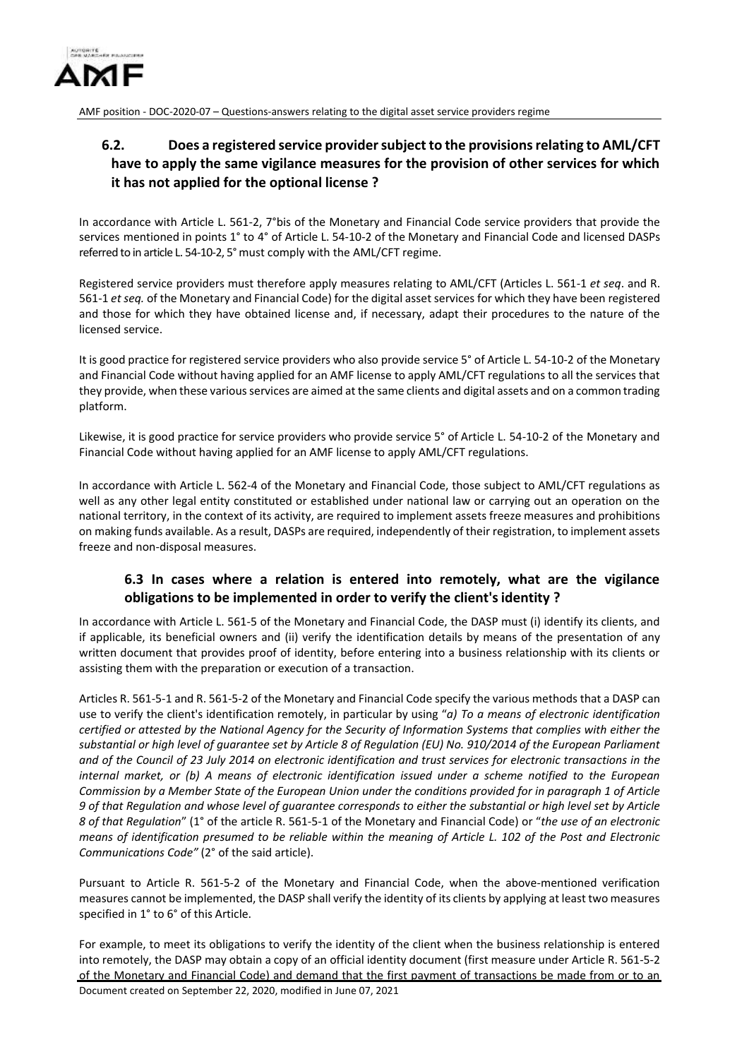## 6.2. Does a registered service provider subject to the provisions relating to AML/CFT have to apply the same vigilance measures for the provision of other services for which it has not applied for the optional license ?

In accordance with Article L. 561-2, 7°bis of the Monetary and Financial Code service providers that provide the services mentioned in points 1° to 4° of Article L. 54-10-2 of the Monetary and Financial Code and licensed DASPs referred to in article L. 54-10-2, 5° must comply with the AML/CFT regime.

Registered service providers must therefore apply measures relating to AML/CFT (Articles L. 561-1 *et seq*. and R. 561-1 *et seq.* of the Monetary and Financial Code) for the digital asset services for which they have been registered and those for which they have obtained license and, if necessary, adapt their procedures to the nature of the licensed service.

It is good practice for registered service providers who also provide service 5° of Article L. 54-10-2 of the Monetary and Financial Code without having applied for an AMF license to apply AML/CFT regulations to all the services that they provide, when these various services are aimed at the same clients and digital assets and on a common trading platform.

Likewise, it is good practice for service providers who provide service 5° of Article L. 54-10-2 of the Monetary and Financial Code without having applied for an AMF license to apply AML/CFT regulations.

In accordance with Article L. 562-4 of the Monetary and Financial Code, those subject to AML/CFT regulations as well as any other legal entity constituted or established under national law or carrying out an operation on the national territory, in the context of its activity, are required to implement assets freeze measures and prohibitions on making funds available. As a result, DASPs are required, independently of their registration, to implement assets freeze and non-disposal measures.

## 6.3 In cases where a relation is entered into remotely, what are the vigilance obligations to be implemented in order to verify the client's identity ?

In accordance with Article L. 561-5 of the Monetary and Financial Code, the DASP must (i) identify its clients, and if applicable, its beneficial owners and (ii) verify the identification details by means of the presentation of any written document that provides proof of identity, before entering into a business relationship with its clients or assisting them with the preparation or execution of a transaction.

Articles R. 561-5-1 and R. 561-5-2 of the Monetary and Financial Code specify the various methods that a DASP can use to verify the client's identification remotely, in particular by using "*a) To a means of electronic identification certified or attested by the National Agency for the Security of Information Systems that complies with either the substantial or high level of guarantee set by Article 8 of Regulation (EU) No. 910/2014 of the European Parliament and of the Council of 23 July 2014 on electronic identification and trust services for electronic transactions in the internal market, or (b) A means of electronic identification issued under a scheme notified to the European Commission by a Member State of the European Union under the conditions provided for in paragraph 1 of Article 9 of that Regulation and whose level of guarantee corresponds to either the substantial or high level set by Article 8 of that Regulation*" (1° of the article R. 561-5-1 of the Monetary and Financial Code) or "*the use of an electronic means of identification presumed to be reliable within the meaning of Article L. 102 of the Post and Electronic Communications Code"* (2° of the said article).

Pursuant to Article R. 561-5-2 of the Monetary and Financial Code, when the above-mentioned verification measures cannot be implemented, the DASP shall verify the identity of its clients by applying at least two measures specified in 1° to 6° of this Article.

For example, to meet its obligations to verify the identity of the client when the business relationship is entered into remotely, the DASP may obtain a copy of an official identity document (first measure under Article R. 561-5-2 of the Monetary and Financial Code) and demand that the first payment of transactions be made from or to an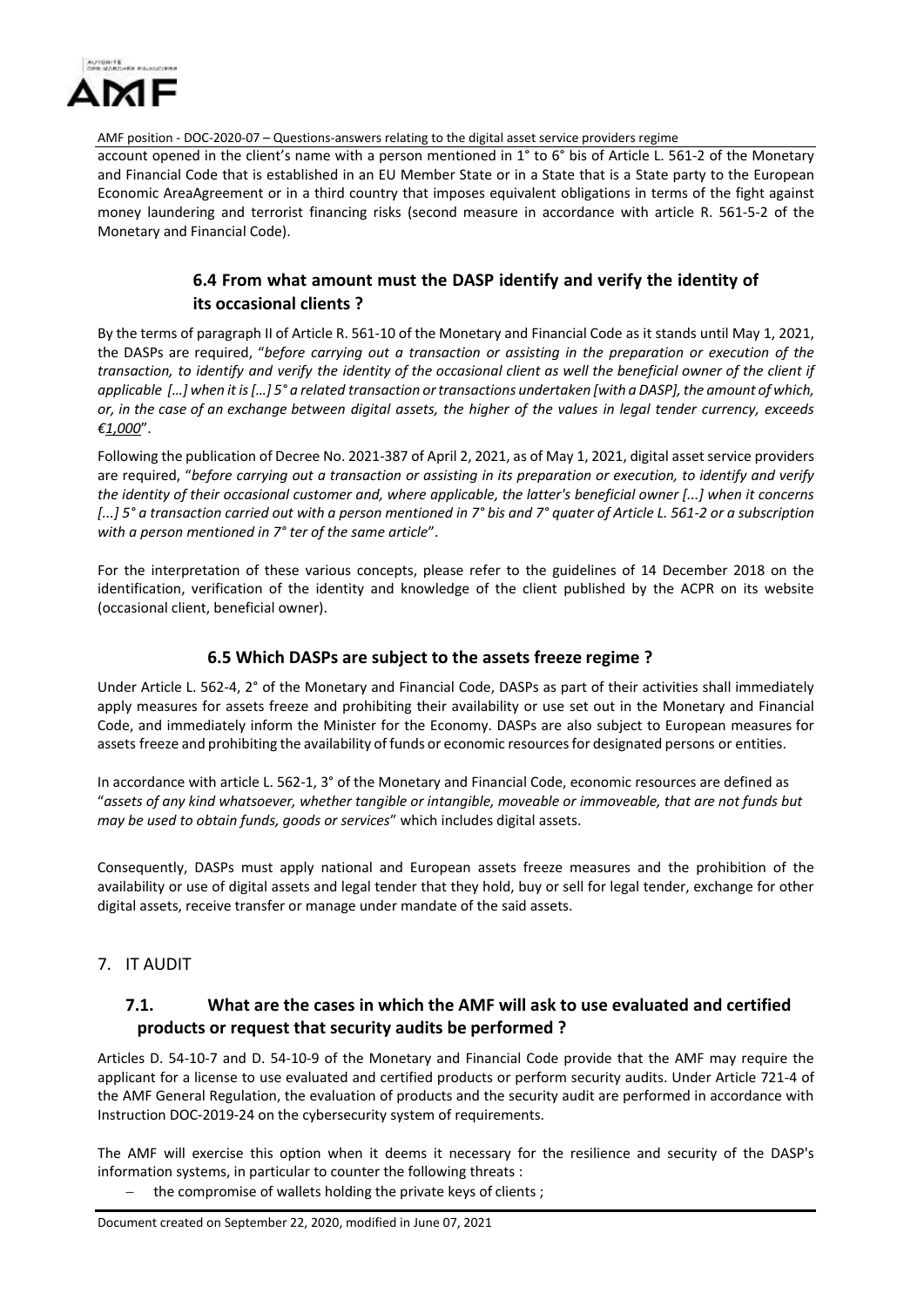account opened in the client's name with a person mentioned in 1° to 6° bis of Article L. 561-2 of the Monetary and Financial Code that is established in an EU Member State or in a State that is a State party to the European Economic AreaAgreement or in a third country that imposes equivalent obligations in terms of the fight against money laundering and terrorist financing risks (second measure in accordance with article R. 561-5-2 of the Monetary and Financial Code).

### 6.4 From what amount must the DASP identify and verify the identity of its occasional clients ?

By the terms of paragraph II of Article R. 561-10 of the Monetary and Financial Code as it stands until May 1, 2021, the DASPs are required, "*before carrying out a transaction or assisting in the preparation or execution of the transaction, to identify and verify the identity of the occasional client as well the beneficial owner of the client if applicable […] when it is […] 5° a related transaction or transactions undertaken [with a DASP], the amount of which, or, in the case of an exchange between digital assets, the higher of the values in legal tender currency, exceeds €1,000*".

Following the publication of Decree No. 2021-387 of April 2, 2021, as of May 1, 2021, digital asset service providers are required, "*before carrying out a transaction or assisting in its preparation or execution, to identify and verify the identity of their occasional customer and, where applicable, the latter's beneficial owner [...] when it concerns [...] 5° a transaction carried out with a person mentioned in 7° bis and 7° quater of Article L. 561-2 or a subscription with a person mentioned in 7° ter of the same article*".

For the interpretation of these various concepts, please refer to the guidelines of 14 December 2018 on the identification, verification of the identity and knowledge of the client published by the ACPR on its website (occasional client, beneficial owner).

### 6.5 Which DASPs are subject to the assets freeze regime ?

Under Article L. 562-4, 2° of the Monetary and Financial Code, DASPs as part of their activities shall immediately apply measures for assets freeze and prohibiting their availability or use set out in the Monetary and Financial Code, and immediately inform the Minister for the Economy. DASPs are also subject to European measures for assets freeze and prohibiting the availability of funds or economic resources for designated persons or entities.

In accordance with article L. 562-1, 3° of the Monetary and Financial Code, economic resources are defined as "*assets of any kind whatsoever, whether tangible or intangible, moveable or immoveable, that are not funds but may be used to obtain funds, goods or services*" which includes digital assets.

Consequently, DASPs must apply national and European assets freeze measures and the prohibition of the availability or use of digital assets and legal tender that they hold, buy or sell for legal tender, exchange for other digital assets, receive transfer or manage under mandate of the said assets.

## 7. IT AUDIT

### 7.1. What are the cases in which the AMF will ask to use evaluated and certified products or request that security audits be performed ?

Articles D. 54-10-7 and D. 54-10-9 of the Monetary and Financial Code provide that the AMF may require the applicant for a license to use evaluated and certified products or perform security audits. Under Article 721-4 of the AMF General Regulation, the evaluation of products and the security audit are performed in accordance with Instruction DOC-2019-24 on the cybersecurity system of requirements.

The AMF will exercise this option when it deems it necessary for the resilience and security of the DASP's information systems, in particular to counter the following threats :

- the compromise of wallets holding the private keys of clients ;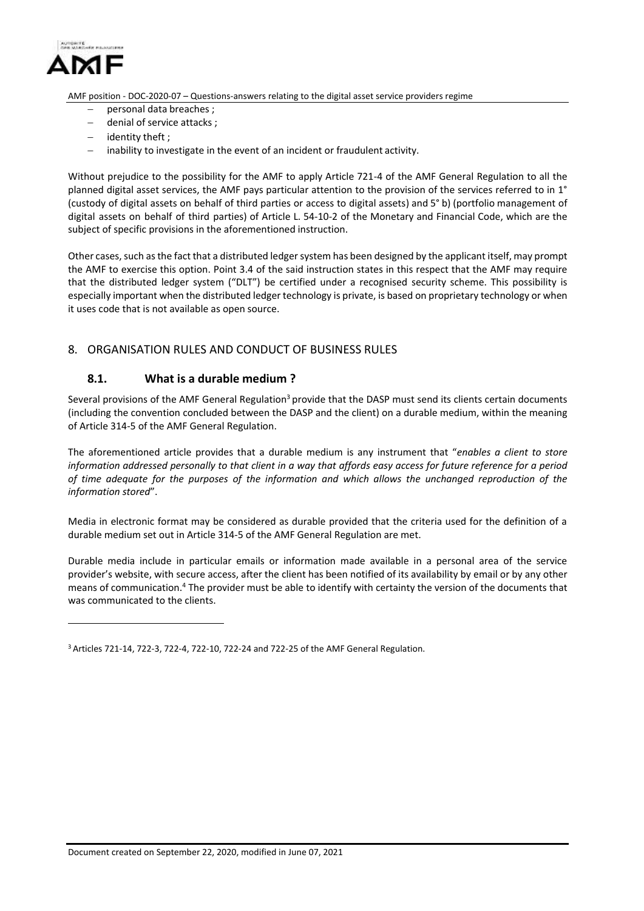- personal data breaches ;
- denial of service attacks ;
- identity theft ;
- inability to investigate in the event of an incident or fraudulent activity.

Without prejudice to the possibility for the AMF to apply Article 721-4 of the AMF General Regulation to all the planned digital asset services, the AMF pays particular attention to the provision of the services referred to in 1° (custody of digital assets on behalf of third parties or access to digital assets) and 5° b) (portfolio management of digital assets on behalf of third parties) of Article L. 54-10-2 of the Monetary and Financial Code, which are the subject of specific provisions in the aforementioned instruction.

Other cases, such as the fact that a distributed ledger system has been designed by the applicant itself, may prompt the AMF to exercise this option. Point 3.4 of the said instruction states in this respect that the AMF may require that the distributed ledger system ("DLT") be certified under a recognised security scheme. This possibility is especially important when the distributed ledger technology is private, is based on proprietary technology or when it uses code that is not available as open source.

## 8. ORGANISATION RULES AND CONDUCT OF BUSINESS RULES

### 8.1. What is a durable medium ?

Several provisions of the AMF General Regulation[3] provide that the DASP must send its clients certain documents (including the convention concluded between the DASP and the client) on a durable medium, within the meaning of Article 314-5 of the AMF General Regulation.

The aforementioned article provides that a durable medium is any instrument that "*enables a client to store information addressed personally to that client in a way that affords easy access for future reference for a period of time adequate for the purposes of the information and which allows the unchanged reproduction of the information stored*".

Media in electronic format may be considered as durable provided that the criteria used for the definition of a durable medium set out in Article 314-5 of the AMF General Regulation are met.

Durable media include in particular emails or information made available in a personal area of the service provider's website, with secure access, after the client has been notified of its availability by email or by any other means of communication.[4] The provider must be able to identify with certainty the version of the documents that was communicated to the clients.

---

[3] Articles 721-14, 722-3, 722-4, 722-10, 722-24 and 722-25 of the AMF General Regulation.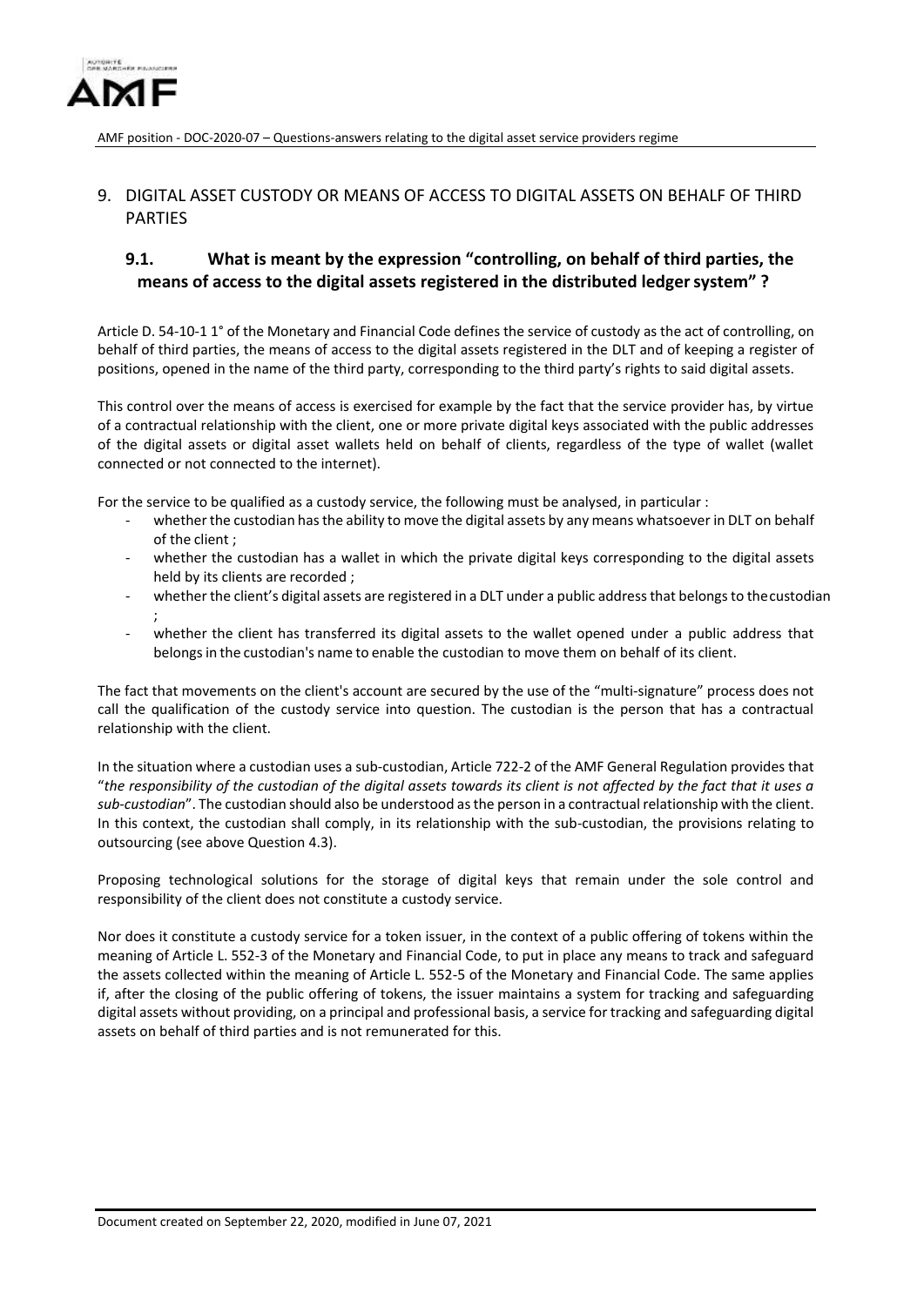## 9. DIGITAL ASSET CUSTODY OR MEANS OF ACCESS TO DIGITAL ASSETS ON BEHALF OF THIRD PARTIES

### 9.1. What is meant by the expression "controlling, on behalf of third parties, the means of access to the digital assets registered in the distributed ledger system" ?

Article D. 54-10-1 1° of the Monetary and Financial Code defines the service of custody as the act of controlling, on behalf of third parties, the means of access to the digital assets registered in the DLT and of keeping a register of positions, opened in the name of the third party, corresponding to the third party's rights to said digital assets.

This control over the means of access is exercised for example by the fact that the service provider has, by virtue of a contractual relationship with the client, one or more private digital keys associated with the public addresses of the digital assets or digital asset wallets held on behalf of clients, regardless of the type of wallet (wallet connected or not connected to the internet).

For the service to be qualified as a custody service, the following must be analysed, in particular :

- whether the custodian has the ability to move the digital assets by any means whatsoever in DLT on behalf of the client ;
- whether the custodian has a wallet in which the private digital keys corresponding to the digital assets held by its clients are recorded ;
- whether the client's digital assets are registered in a DLT under a public address that belongs to the custodian ;
- whether the client has transferred its digital assets to the wallet opened under a public address that belongs in the custodian's name to enable the custodian to move them on behalf of its client.

The fact that movements on the client's account are secured by the use of the "multi-signature" process does not call the qualification of the custody service into question. The custodian is the person that has a contractual relationship with the client.

In the situation where a custodian uses a sub-custodian, Article 722-2 of the AMF General Regulation provides that "*the responsibility of the custodian of the digital assets towards its client is not affected by the fact that it uses a sub-custodian*". The custodian should also be understood as the person in a contractual relationship with the client. In this context, the custodian shall comply, in its relationship with the sub-custodian, the provisions relating to outsourcing (see above Question 4.3).

Proposing technological solutions for the storage of digital keys that remain under the sole control and responsibility of the client does not constitute a custody service.

Nor does it constitute a custody service for a token issuer, in the context of a public offering of tokens within the meaning of Article L. 552-3 of the Monetary and Financial Code, to put in place any means to track and safeguard the assets collected within the meaning of Article L. 552-5 of the Monetary and Financial Code. The same applies if, after the closing of the public offering of tokens, the issuer maintains a system for tracking and safeguarding digital assets without providing, on a principal and professional basis, a service for tracking and safeguarding digital assets on behalf of third parties and is not remunerated for this.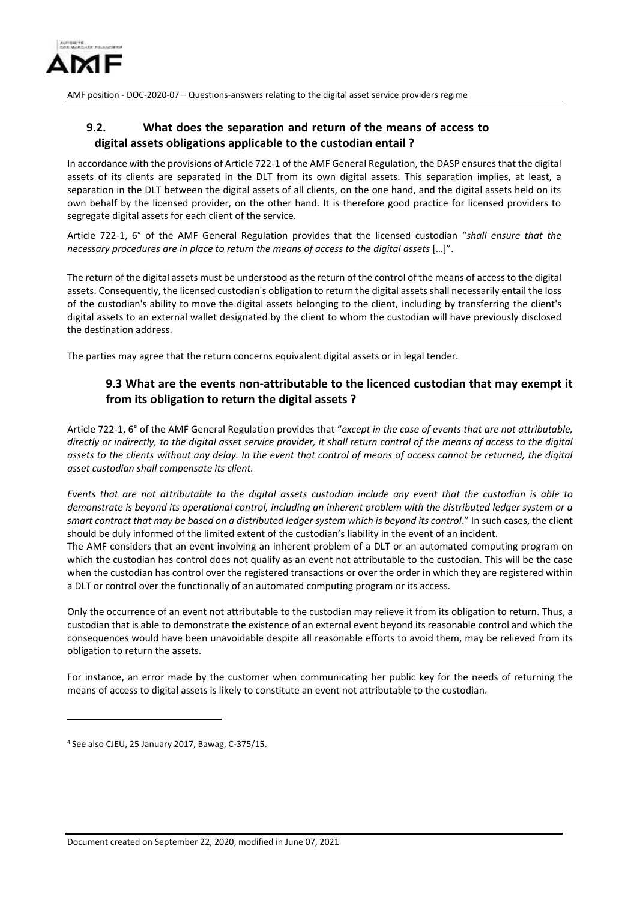## 9.2. What does the separation and return of the means of access to digital assets obligations applicable to the custodian entail ?

In accordance with the provisions of Article 722-1 of the AMF General Regulation, the DASP ensures that the digital assets of its clients are separated in the DLT from its own digital assets. This separation implies, at least, a separation in the DLT between the digital assets of all clients, on the one hand, and the digital assets held on its own behalf by the licensed provider, on the other hand. It is therefore good practice for licensed providers to segregate digital assets for each client of the service.

Article 722-1, 6° of the AMF General Regulation provides that the licensed custodian "*shall ensure that the necessary procedures are in place to return the means of access to the digital assets* […]".

The return of the digital assets must be understood as the return of the control of the means of access to the digital assets. Consequently, the licensed custodian's obligation to return the digital assets shall necessarily entail the loss of the custodian's ability to move the digital assets belonging to the client, including by transferring the client's digital assets to an external wallet designated by the client to whom the custodian will have previously disclosed the destination address.

The parties may agree that the return concerns equivalent digital assets or in legal tender.

## 9.3 What are the events non-attributable to the licenced custodian that may exempt it from its obligation to return the digital assets ?

Article 722-1, 6° of the AMF General Regulation provides that "*except in the case of events that are not attributable, directly or indirectly, to the digital asset service provider, it shall return control of the means of access to the digital assets to the clients without any delay. In the event that control of means of access cannot be returned, the digital asset custodian shall compensate its client.*

*Events that are not attributable to the digital assets custodian include any event that the custodian is able to demonstrate is beyond its operational control, including an inherent problem with the distributed ledger system or a smart contract that may be based on a distributed ledger system which is beyond its control*." In such cases, the client should be duly informed of the limited extent of the custodian's liability in the event of an incident.

The AMF considers that an event involving an inherent problem of a DLT or an automated computing program on which the custodian has control does not qualify as an event not attributable to the custodian. This will be the case when the custodian has control over the registered transactions or over the order in which they are registered within a DLT or control over the functionally of an automated computing program or its access.

Only the occurrence of an event not attributable to the custodian may relieve it from its obligation to return. Thus, a custodian that is able to demonstrate the existence of an external event beyond its reasonable control and which the consequences would have been unavoidable despite all reasonable efforts to avoid them, may be relieved from its obligation to return the assets.

For instance, an error made by the customer when communicating her public key for the needs of returning the means of access to digital assets is likely to constitute an event not attributable to the custodian.

---

[4] See also CJEU, 25 January 2017, Bawag, C-375/15.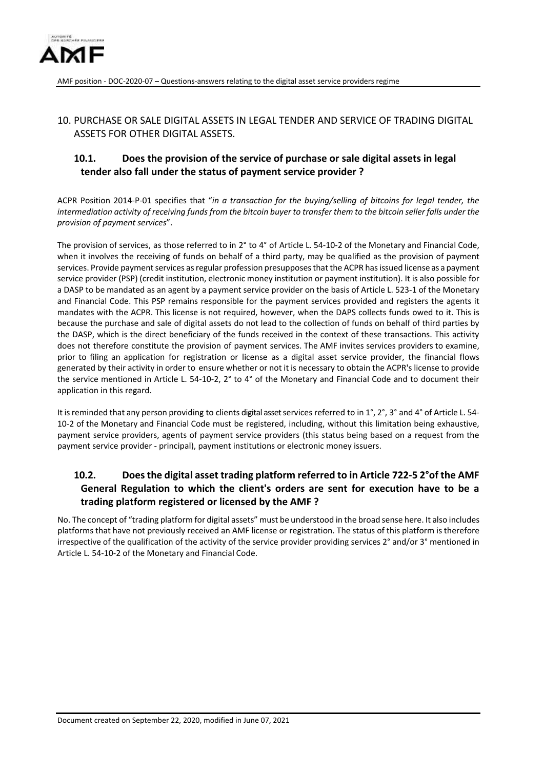## 10. PURCHASE OR SALE DIGITAL ASSETS IN LEGAL TENDER AND SERVICE OF TRADING DIGITAL ASSETS FOR OTHER DIGITAL ASSETS.

### 10.1. Does the provision of the service of purchase or sale digital assets in legal tender also fall under the status of payment service provider ?

ACPR Position 2014-P-01 specifies that "*in a transaction for the buying/selling of bitcoins for legal tender, the intermediation activity of receiving funds from the bitcoin buyer to transfer them to the bitcoin seller falls under the provision of payment services*".

The provision of services, as those referred to in 2° to 4° of Article L. 54-10-2 of the Monetary and Financial Code, when it involves the receiving of funds on behalf of a third party, may be qualified as the provision of payment services. Provide payment services as regular profession presupposes that the ACPR has issued license as a payment service provider (PSP) (credit institution, electronic money institution or payment institution). It is also possible for a DASP to be mandated as an agent by a payment service provider on the basis of Article L. 523-1 of the Monetary and Financial Code. This PSP remains responsible for the payment services provided and registers the agents it mandates with the ACPR. This license is not required, however, when the DAPS collects funds owed to it. This is because the purchase and sale of digital assets do not lead to the collection of funds on behalf of third parties by the DASP, which is the direct beneficiary of the funds received in the context of these transactions. This activity does not therefore constitute the provision of payment services. The AMF invites services providers to examine, prior to filing an application for registration or license as a digital asset service provider, the financial flows generated by their activity in order to ensure whether or not it is necessary to obtain the ACPR's license to provide the service mentioned in Article L. 54-10-2, 2° to 4° of the Monetary and Financial Code and to document their application in this regard.

It is reminded that any person providing to clients digital asset services referred to in 1°, 2°, 3° and 4° of Article L. 54-10-2 of the Monetary and Financial Code must be registered, including, without this limitation being exhaustive, payment service providers, agents of payment service providers (this status being based on a request from the payment service provider - principal), payment institutions or electronic money issuers.

### 10.2. Does the digital asset trading platform referred to in Article 722-5 2°of the AMF General Regulation to which the client's orders are sent for execution have to be a trading platform registered or licensed by the AMF ?

No. The concept of "trading platform for digital assets" must be understood in the broad sense here. It also includes platforms that have not previously received an AMF license or registration. The status of this platform is therefore irrespective of the qualification of the activity of the service provider providing services 2° and/or 3° mentioned in Article L. 54-10-2 of the Monetary and Financial Code.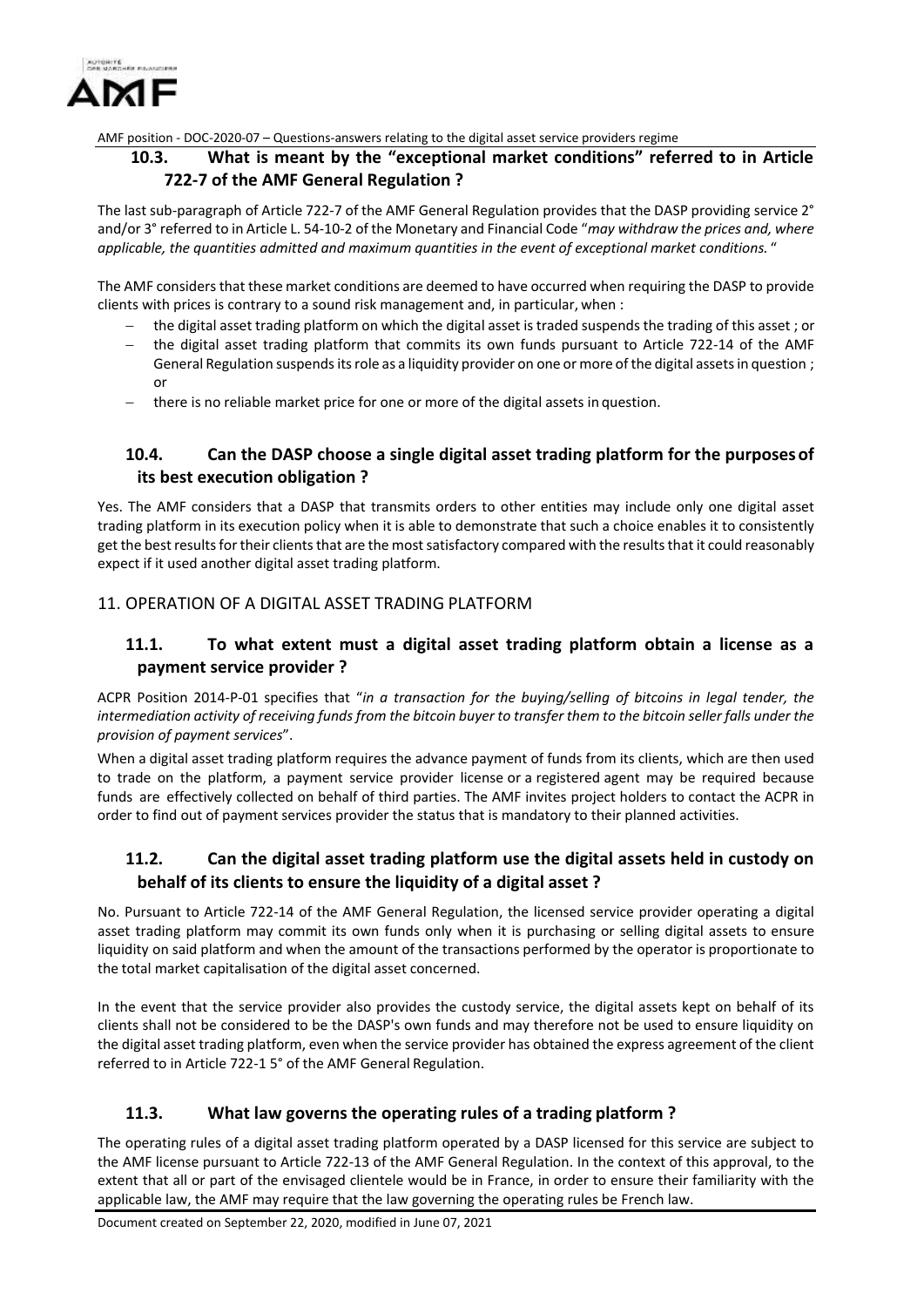### 10.3. What is meant by the "exceptional market conditions" referred to in Article 722-7 of the AMF General Regulation ?

The last sub-paragraph of Article 722-7 of the AMF General Regulation provides that the DASP providing service 2° and/or 3° referred to in Article L. 54-10-2 of the Monetary and Financial Code "*may withdraw the prices and, where applicable, the quantities admitted and maximum quantities in the event of exceptional market conditions.*"

The AMF considers that these market conditions are deemed to have occurred when requiring the DASP to provide clients with prices is contrary to a sound risk management and, in particular, when :

- the digital asset trading platform on which the digital asset is traded suspends the trading of this asset ; or
- the digital asset trading platform that commits its own funds pursuant to Article 722-14 of the AMF General Regulation suspends its role as a liquidity provider on one or more of the digital assets in question ; or
- there is no reliable market price for one or more of the digital assets in question.

### 10.4. Can the DASP choose a single digital asset trading platform for the purposes of its best execution obligation ?

Yes. The AMF considers that a DASP that transmits orders to other entities may include only one digital asset trading platform in its execution policy when it is able to demonstrate that such a choice enables it to consistently get the best results for their clients that are the most satisfactory compared with the results that it could reasonably expect if it used another digital asset trading platform.

## 11. OPERATION OF A DIGITAL ASSET TRADING PLATFORM

### 11.1. To what extent must a digital asset trading platform obtain a license as a payment service provider ?

ACPR Position 2014-P-01 specifies that "*in a transaction for the buying/selling of bitcoins in legal tender, the intermediation activity of receiving funds from the bitcoin buyer to transfer them to the bitcoin seller falls under the provision of payment services*".

When a digital asset trading platform requires the advance payment of funds from its clients, which are then used to trade on the platform, a payment service provider license or a registered agent may be required because funds are effectively collected on behalf of third parties. The AMF invites project holders to contact the ACPR in order to find out of payment services provider the status that is mandatory to their planned activities.

### 11.2. Can the digital asset trading platform use the digital assets held in custody on behalf of its clients to ensure the liquidity of a digital asset ?

No. Pursuant to Article 722-14 of the AMF General Regulation, the licensed service provider operating a digital asset trading platform may commit its own funds only when it is purchasing or selling digital assets to ensure liquidity on said platform and when the amount of the transactions performed by the operator is proportionate to the total market capitalisation of the digital asset concerned.

In the event that the service provider also provides the custody service, the digital assets kept on behalf of its clients shall not be considered to be the DASP's own funds and may therefore not be used to ensure liquidity on the digital asset trading platform, even when the service provider has obtained the express agreement of the client referred to in Article 722-1 5° of the AMF General Regulation.

### 11.3. What law governs the operating rules of a trading platform ?

The operating rules of a digital asset trading platform operated by a DASP licensed for this service are subject to the AMF license pursuant to Article 722-13 of the AMF General Regulation. In the context of this approval, to the extent that all or part of the envisaged clientele would be in France, in order to ensure their familiarity with the applicable law, the AMF may require that the law governing the operating rules be French law.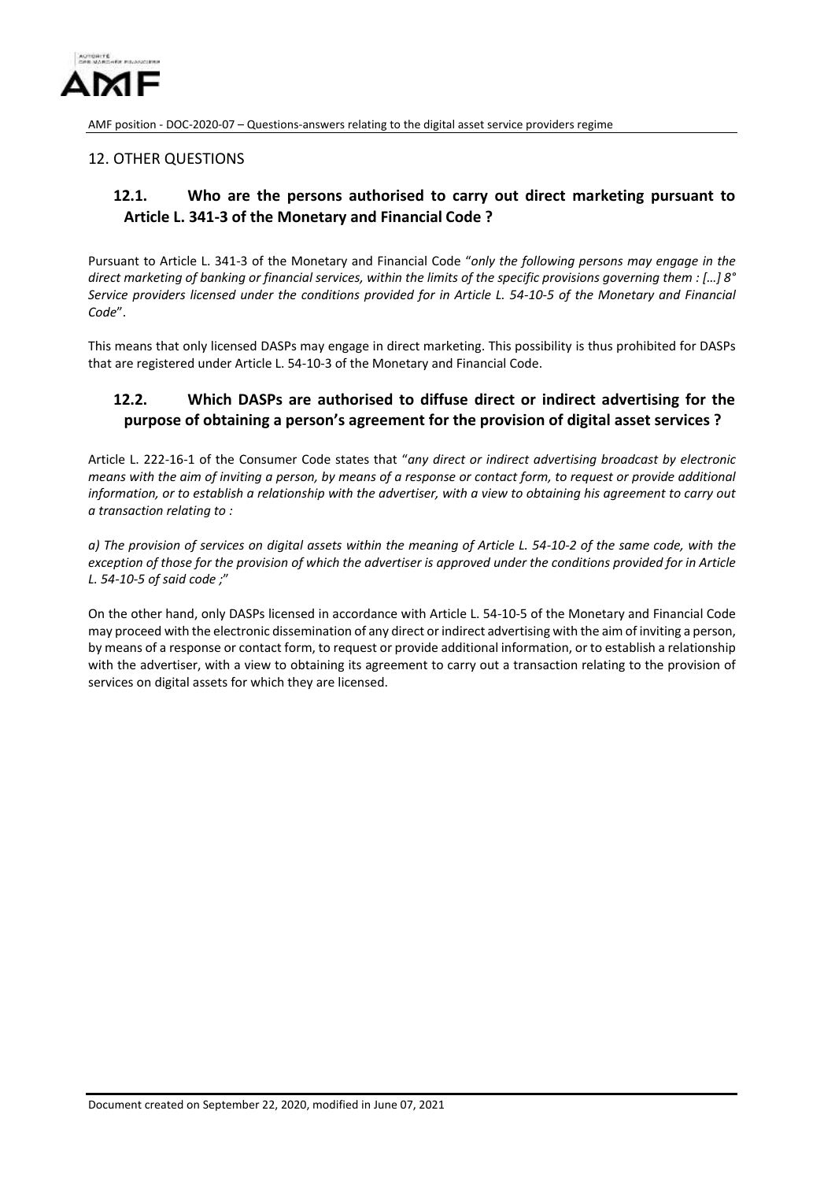## 12. OTHER QUESTIONS

### 12.1. Who are the persons authorised to carry out direct marketing pursuant to Article L. 341-3 of the Monetary and Financial Code ?

Pursuant to Article L. 341-3 of the Monetary and Financial Code "*only the following persons may engage in the direct marketing of banking or financial services, within the limits of the specific provisions governing them : […] 8° Service providers licensed under the conditions provided for in Article L. 54-10-5 of the Monetary and Financial Code*".

This means that only licensed DASPs may engage in direct marketing. This possibility is thus prohibited for DASPs that are registered under Article L. 54-10-3 of the Monetary and Financial Code.

### 12.2. Which DASPs are authorised to diffuse direct or indirect advertising for the purpose of obtaining a person's agreement for the provision of digital asset services ?

Article L. 222-16-1 of the Consumer Code states that "*any direct or indirect advertising broadcast by electronic means with the aim of inviting a person, by means of a response or contact form, to request or provide additional information, or to establish a relationship with the advertiser, with a view to obtaining his agreement to carry out a transaction relating to :*

*a) The provision of services on digital assets within the meaning of Article L. 54-10-2 of the same code, with the exception of those for the provision of which the advertiser is approved under the conditions provided for in Article L. 54-10-5 of said code ;*"

On the other hand, only DASPs licensed in accordance with Article L. 54-10-5 of the Monetary and Financial Code may proceed with the electronic dissemination of any direct or indirect advertising with the aim of inviting a person, by means of a response or contact form, to request or provide additional information, or to establish a relationship with the advertiser, with a view to obtaining its agreement to carry out a transaction relating to the provision of services on digital assets for which they are licensed.